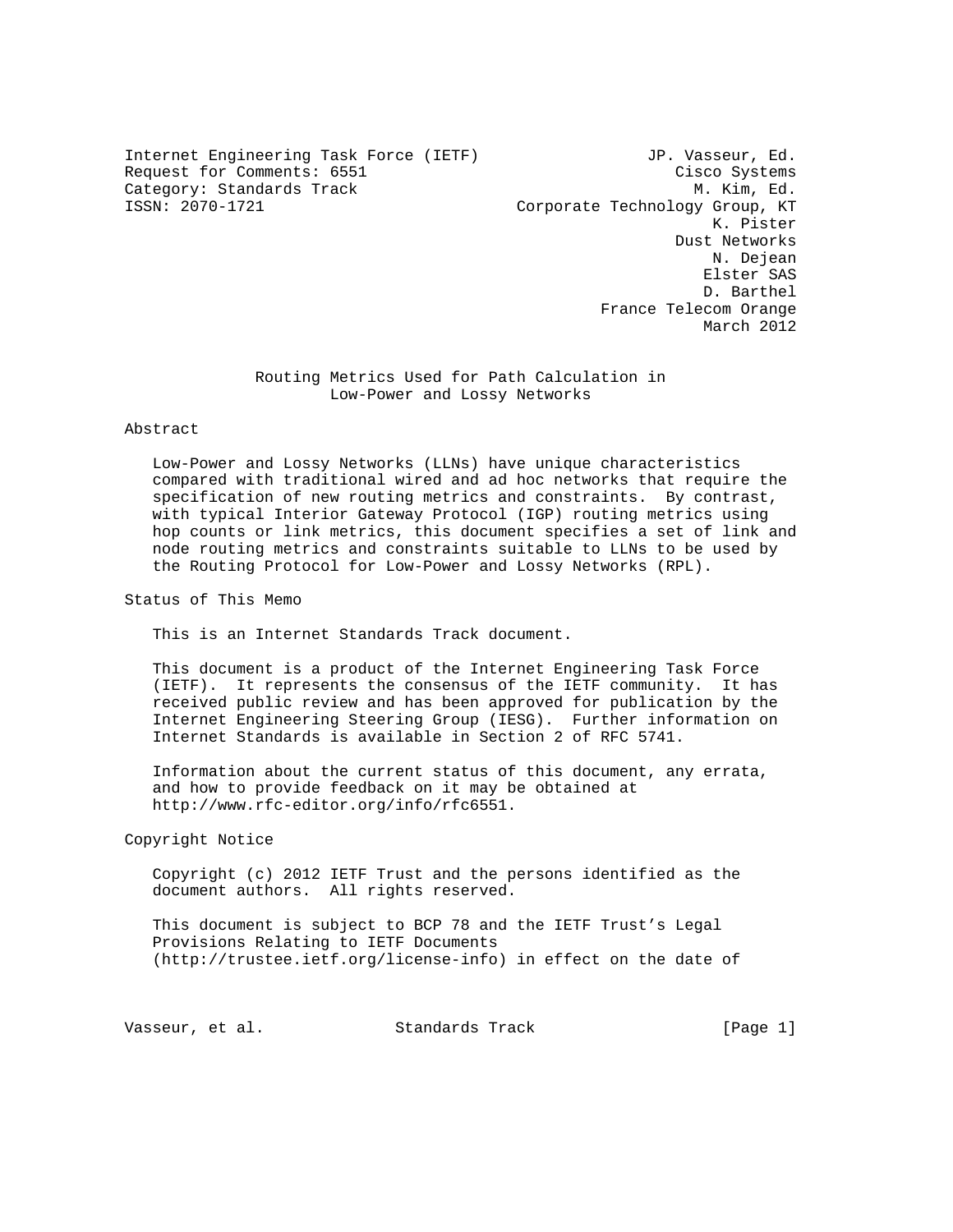Internet Engineering Task Force (IETF) JP. Vasseur, Ed.
Request for Comments: 6551 Cisco Systems
Category: Standards Track M. Kim, Ed.
ISSN: 2070-1721 Corporate Technology Group, KT
K. Pister
Dust Networks
N. Dejean
Elster SAS
D. Barthel
France Telecom Orange
March 2012

# Routing Metrics Used for Path Calculation in Low-Power and Lossy Networks

## Abstract

Low-Power and Lossy Networks (LLNs) have unique characteristics compared with traditional wired and ad hoc networks that require the specification of new routing metrics and constraints. By contrast, with typical Interior Gateway Protocol (IGP) routing metrics using hop counts or link metrics, this document specifies a set of link and node routing metrics and constraints suitable to LLNs to be used by the Routing Protocol for Low-Power and Lossy Networks (RPL).

## Status of This Memo

This is an Internet Standards Track document.

This document is a product of the Internet Engineering Task Force (IETF). It represents the consensus of the IETF community. It has received public review and has been approved for publication by the Internet Engineering Steering Group (IESG). Further information on Internet Standards is available in Section 2 of RFC 5741.

Information about the current status of this document, any errata, and how to provide feedback on it may be obtained at http://www.rfc-editor.org/info/rfc6551.

## Copyright Notice

Copyright (c) 2012 IETF Trust and the persons identified as the document authors. All rights reserved.

This document is subject to BCP 78 and the IETF Trust's Legal Provisions Relating to IETF Documents (http://trustee.ietf.org/license-info) in effect on the date of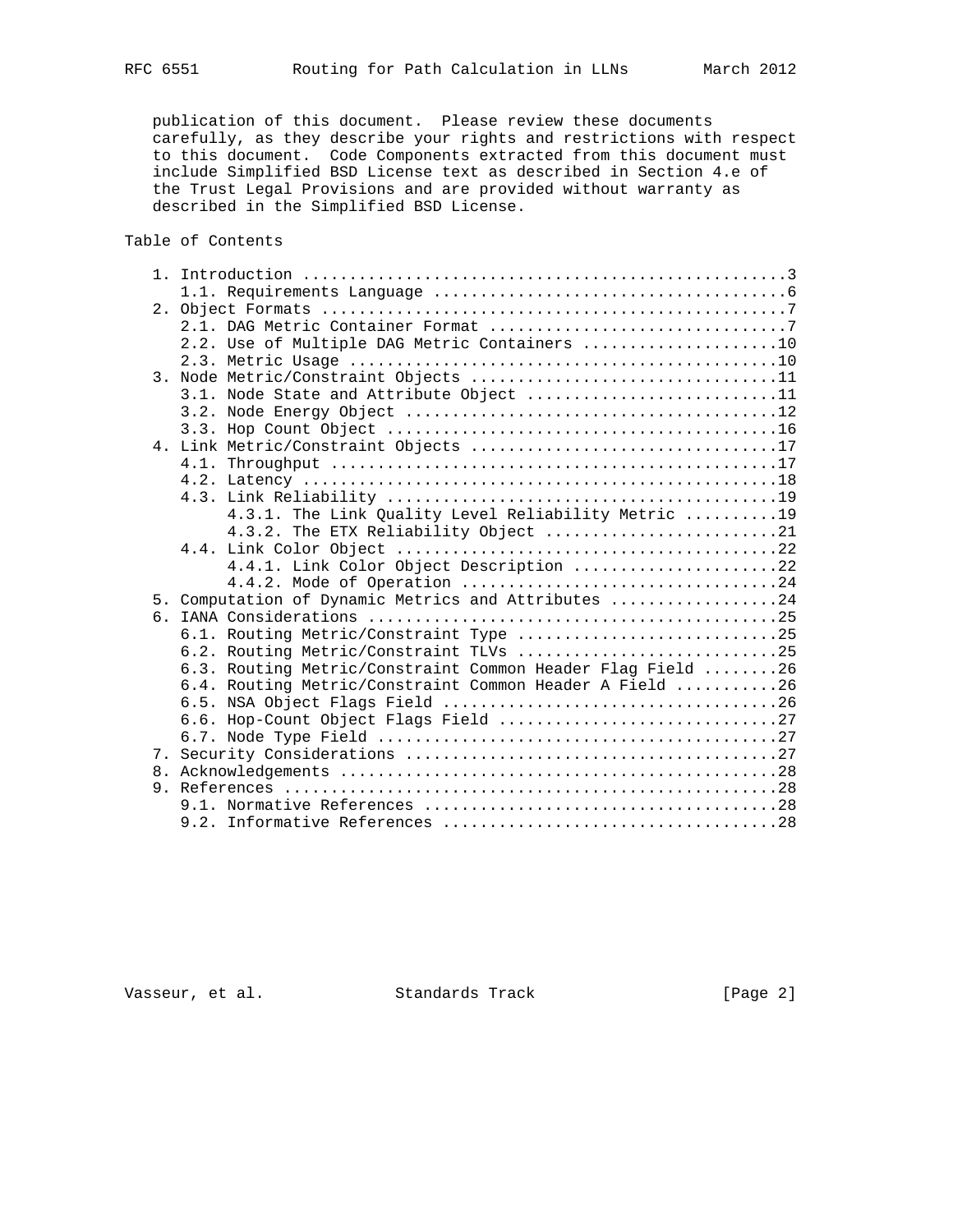publication of this document. Please review these documents carefully, as they describe your rights and restrictions with respect to this document. Code Components extracted from this document must include Simplified BSD License text as described in Section 4.e of the Trust Legal Provisions and are provided without warranty as described in the Simplified BSD License.

## Table of Contents

```
   1. Introduction ....................................................3
      1.1. Requirements Language ......................................6
   2. Object Formats ..................................................7
      2.1. DAG Metric Container Format ................................7
      2.2. Use of Multiple DAG Metric Containers .....................10
      2.3. Metric Usage ..............................................10
   3. Node Metric/Constraint Objects .................................11
      3.1. Node State and Attribute Object ...........................11
      3.2. Node Energy Object ........................................12
      3.3. Hop Count Object ..........................................16
   4. Link Metric/Constraint Objects .................................17
      4.1. Throughput ................................................17
      4.2. Latency ...................................................18
      4.3. Link Reliability ..........................................19
           4.3.1. The Link Quality Level Reliability Metric ..........19
           4.3.2. The ETX Reliability Object .........................21
      4.4. Link Color Object .........................................22
           4.4.1. Link Color Object Description ......................22
           4.4.2. Mode of Operation ..................................24
   5. Computation of Dynamic Metrics and Attributes ..................24
   6. IANA Considerations ............................................25
      6.1. Routing Metric/Constraint Type ............................25
      6.2. Routing Metric/Constraint TLVs ............................25
      6.3. Routing Metric/Constraint Common Header Flag Field ........26
      6.4. Routing Metric/Constraint Common Header A Field ...........26
      6.5. NSA Object Flags Field ....................................26
      6.6. Hop-Count Object Flags Field ..............................27
      6.7. Node Type Field ...........................................27
   7. Security Considerations ........................................27
   8. Acknowledgements ...............................................28
   9. References .....................................................28
      9.1. Normative References ......................................28
      9.2. Informative References ....................................28
```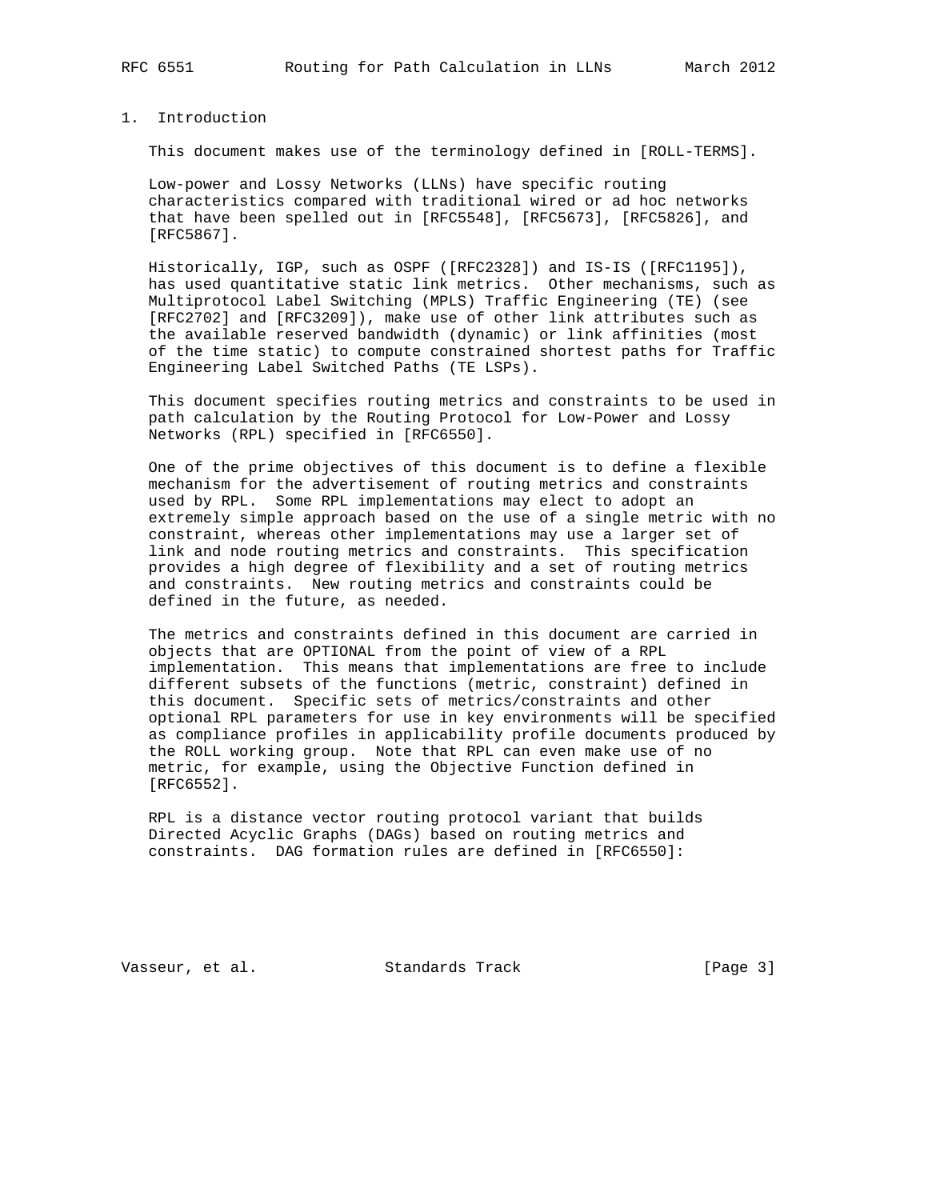## 1. Introduction

This document makes use of the terminology defined in [ROLL-TERMS].

Low-power and Lossy Networks (LLNs) have specific routing characteristics compared with traditional wired or ad hoc networks that have been spelled out in [RFC5548], [RFC5673], [RFC5826], and [RFC5867].

Historically, IGP, such as OSPF ([RFC2328]) and IS-IS ([RFC1195]), has used quantitative static link metrics. Other mechanisms, such as Multiprotocol Label Switching (MPLS) Traffic Engineering (TE) (see [RFC2702] and [RFC3209]), make use of other link attributes such as the available reserved bandwidth (dynamic) or link affinities (most of the time static) to compute constrained shortest paths for Traffic Engineering Label Switched Paths (TE LSPs).

This document specifies routing metrics and constraints to be used in path calculation by the Routing Protocol for Low-Power and Lossy Networks (RPL) specified in [RFC6550].

One of the prime objectives of this document is to define a flexible mechanism for the advertisement of routing metrics and constraints used by RPL. Some RPL implementations may elect to adopt an extremely simple approach based on the use of a single metric with no constraint, whereas other implementations may use a larger set of link and node routing metrics and constraints. This specification provides a high degree of flexibility and a set of routing metrics and constraints. New routing metrics and constraints could be defined in the future, as needed.

The metrics and constraints defined in this document are carried in objects that are OPTIONAL from the point of view of a RPL implementation. This means that implementations are free to include different subsets of the functions (metric, constraint) defined in this document. Specific sets of metrics/constraints and other optional RPL parameters for use in key environments will be specified as compliance profiles in applicability profile documents produced by the ROLL working group. Note that RPL can even make use of no metric, for example, using the Objective Function defined in [RFC6552].

RPL is a distance vector routing protocol variant that builds Directed Acyclic Graphs (DAGs) based on routing metrics and constraints. DAG formation rules are defined in [RFC6550]: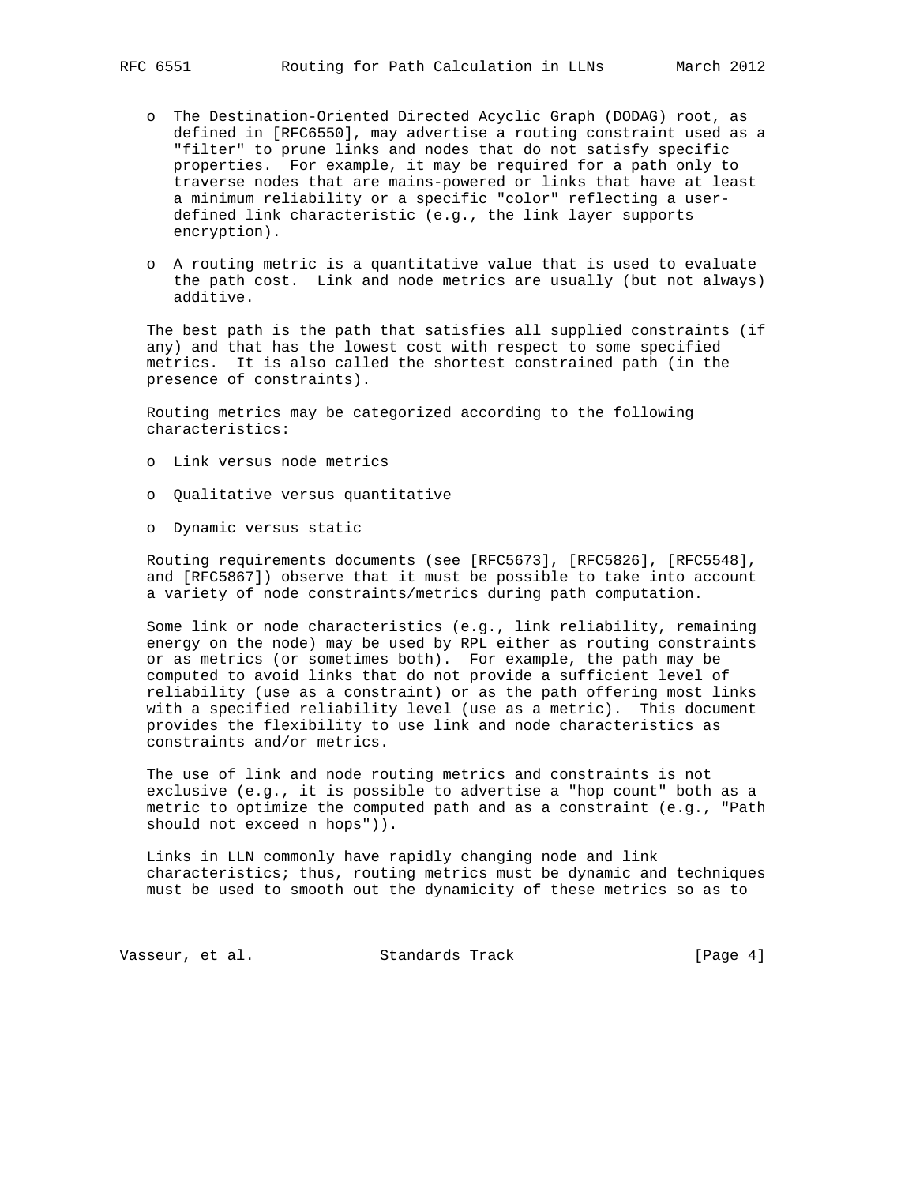- The Destination-Oriented Directed Acyclic Graph (DODAG) root, as defined in [RFC6550], may advertise a routing constraint used as a "filter" to prune links and nodes that do not satisfy specific properties. For example, it may be required for a path only to traverse nodes that are mains-powered or links that have at least a minimum reliability or a specific "color" reflecting a user-defined link characteristic (e.g., the link layer supports encryption).

- A routing metric is a quantitative value that is used to evaluate the path cost. Link and node metrics are usually (but not always) additive.

The best path is the path that satisfies all supplied constraints (if any) and that has the lowest cost with respect to some specified metrics. It is also called the shortest constrained path (in the presence of constraints).

Routing metrics may be categorized according to the following characteristics:

- Link versus node metrics

- Qualitative versus quantitative

- Dynamic versus static

Routing requirements documents (see [RFC5673], [RFC5826], [RFC5548], and [RFC5867]) observe that it must be possible to take into account a variety of node constraints/metrics during path computation.

Some link or node characteristics (e.g., link reliability, remaining energy on the node) may be used by RPL either as routing constraints or as metrics (or sometimes both). For example, the path may be computed to avoid links that do not provide a sufficient level of reliability (use as a constraint) or as the path offering most links with a specified reliability level (use as a metric). This document provides the flexibility to use link and node characteristics as constraints and/or metrics.

The use of link and node routing metrics and constraints is not exclusive (e.g., it is possible to advertise a "hop count" both as a metric to optimize the computed path and as a constraint (e.g., "Path should not exceed n hops")).

Links in LLN commonly have rapidly changing node and link characteristics; thus, routing metrics must be dynamic and techniques must be used to smooth out the dynamicity of these metrics so as to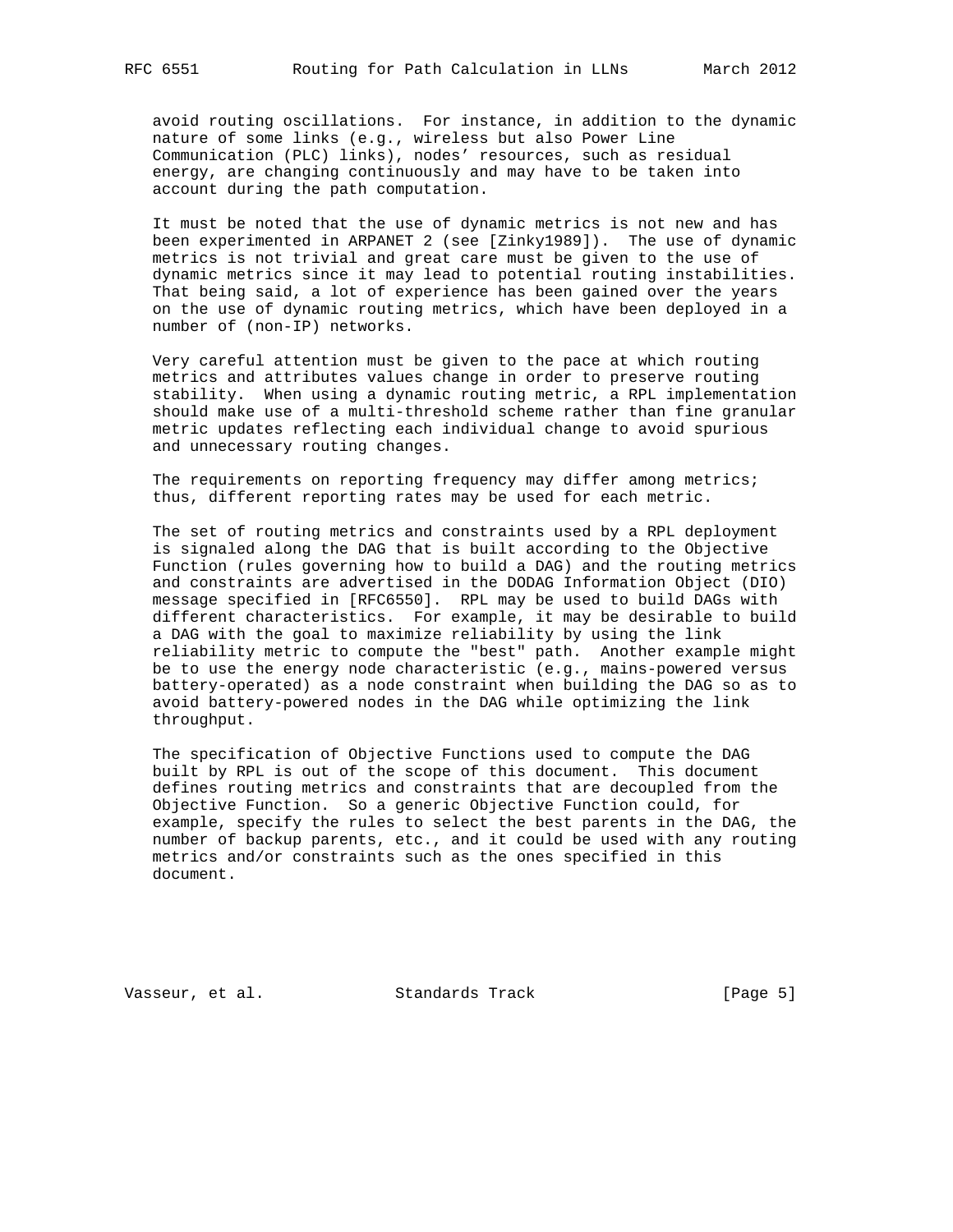avoid routing oscillations. For instance, in addition to the dynamic nature of some links (e.g., wireless but also Power Line Communication (PLC) links), nodes' resources, such as residual energy, are changing continuously and may have to be taken into account during the path computation.

It must be noted that the use of dynamic metrics is not new and has been experimented in ARPANET 2 (see [Zinky1989]). The use of dynamic metrics is not trivial and great care must be given to the use of dynamic metrics since it may lead to potential routing instabilities. That being said, a lot of experience has been gained over the years on the use of dynamic routing metrics, which have been deployed in a number of (non-IP) networks.

Very careful attention must be given to the pace at which routing metrics and attributes values change in order to preserve routing stability. When using a dynamic routing metric, a RPL implementation should make use of a multi-threshold scheme rather than fine granular metric updates reflecting each individual change to avoid spurious and unnecessary routing changes.

The requirements on reporting frequency may differ among metrics; thus, different reporting rates may be used for each metric.

The set of routing metrics and constraints used by a RPL deployment is signaled along the DAG that is built according to the Objective Function (rules governing how to build a DAG) and the routing metrics and constraints are advertised in the DODAG Information Object (DIO) message specified in [RFC6550]. RPL may be used to build DAGs with different characteristics. For example, it may be desirable to build a DAG with the goal to maximize reliability by using the link reliability metric to compute the "best" path. Another example might be to use the energy node characteristic (e.g., mains-powered versus battery-operated) as a node constraint when building the DAG so as to avoid battery-powered nodes in the DAG while optimizing the link throughput.

The specification of Objective Functions used to compute the DAG built by RPL is out of the scope of this document. This document defines routing metrics and constraints that are decoupled from the Objective Function. So a generic Objective Function could, for example, specify the rules to select the best parents in the DAG, the number of backup parents, etc., and it could be used with any routing metrics and/or constraints such as the ones specified in this document.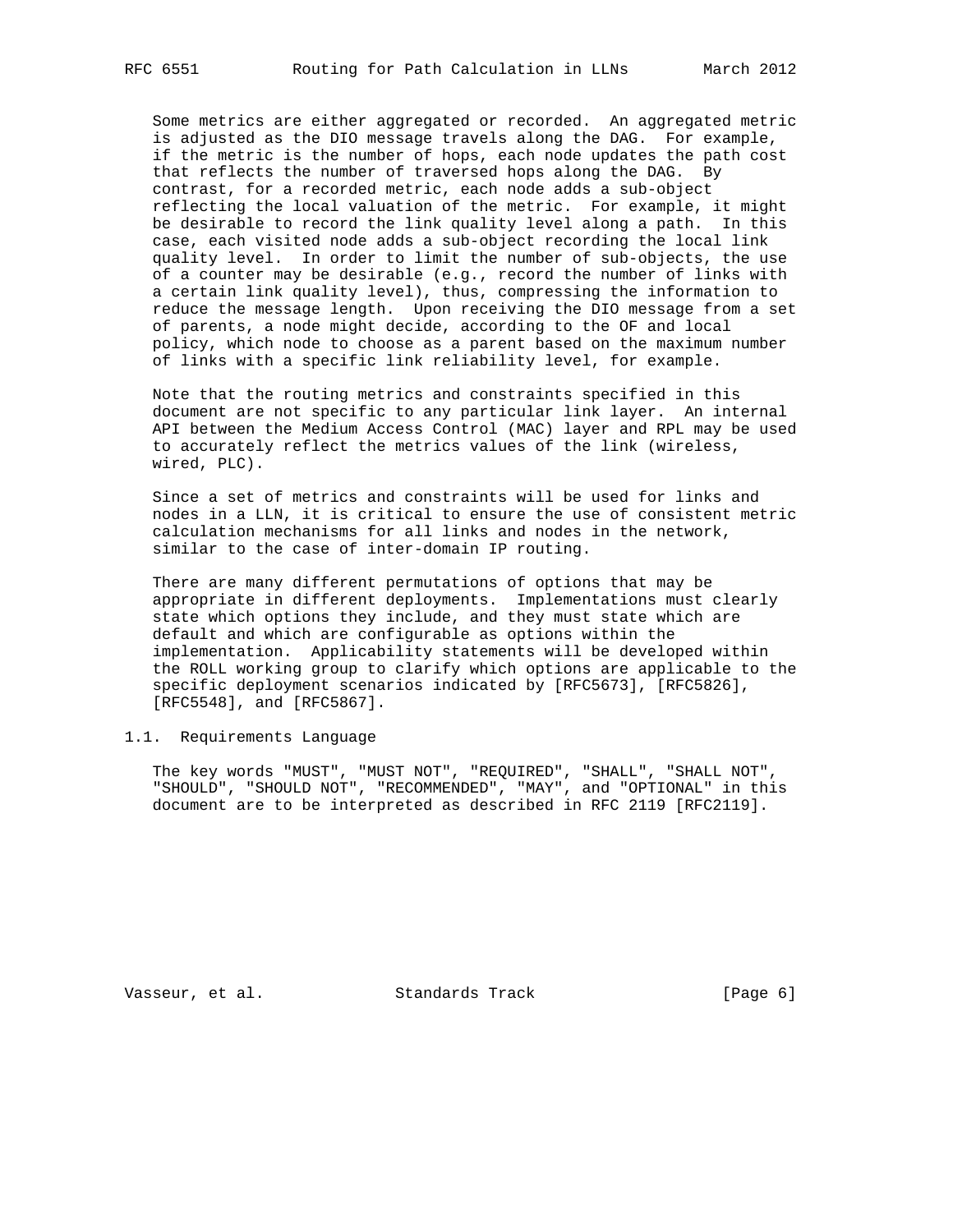Some metrics are either aggregated or recorded. An aggregated metric is adjusted as the DIO message travels along the DAG. For example, if the metric is the number of hops, each node updates the path cost that reflects the number of traversed hops along the DAG. By contrast, for a recorded metric, each node adds a sub-object reflecting the local valuation of the metric. For example, it might be desirable to record the link quality level along a path. In this case, each visited node adds a sub-object recording the local link quality level. In order to limit the number of sub-objects, the use of a counter may be desirable (e.g., record the number of links with a certain link quality level), thus, compressing the information to reduce the message length. Upon receiving the DIO message from a set of parents, a node might decide, according to the OF and local policy, which node to choose as a parent based on the maximum number of links with a specific link reliability level, for example.

Note that the routing metrics and constraints specified in this document are not specific to any particular link layer. An internal API between the Medium Access Control (MAC) layer and RPL may be used to accurately reflect the metrics values of the link (wireless, wired, PLC).

Since a set of metrics and constraints will be used for links and nodes in a LLN, it is critical to ensure the use of consistent metric calculation mechanisms for all links and nodes in the network, similar to the case of inter-domain IP routing.

There are many different permutations of options that may be appropriate in different deployments. Implementations must clearly state which options they include, and they must state which are default and which are configurable as options within the implementation. Applicability statements will be developed within the ROLL working group to clarify which options are applicable to the specific deployment scenarios indicated by [RFC5673], [RFC5826], [RFC5548], and [RFC5867].

## 1.1. Requirements Language

The key words "MUST", "MUST NOT", "REQUIRED", "SHALL", "SHALL NOT", "SHOULD", "SHOULD NOT", "RECOMMENDED", "MAY", and "OPTIONAL" in this document are to be interpreted as described in RFC 2119 [RFC2119].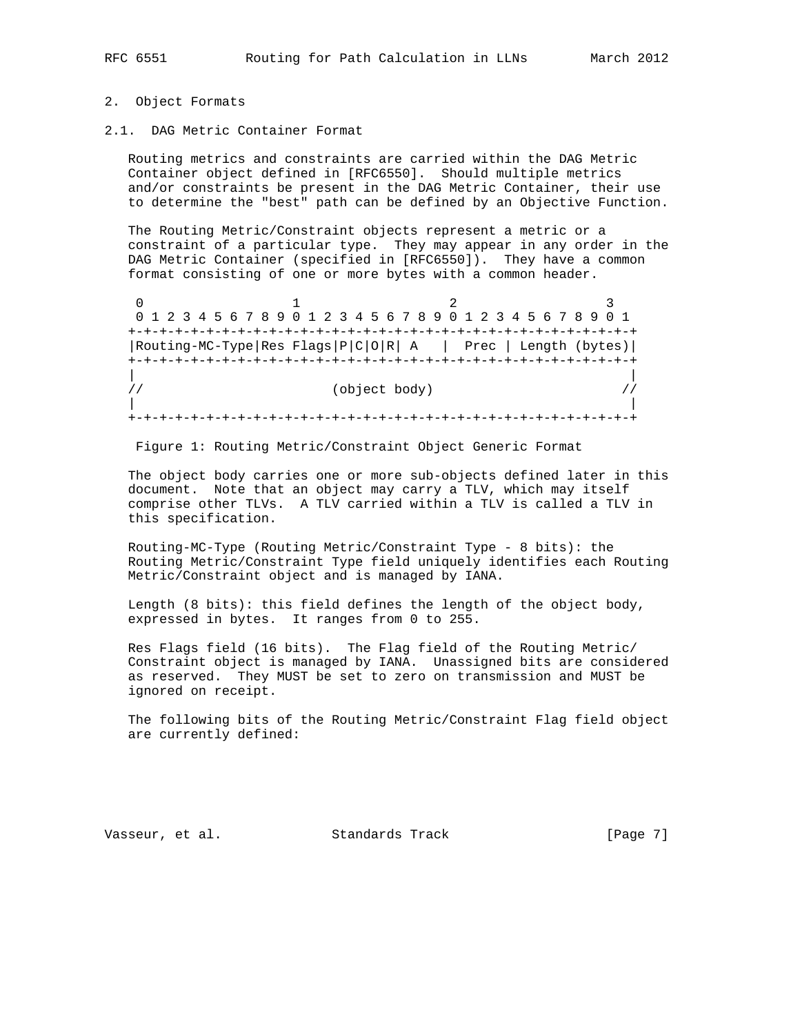## 2. Object Formats

### 2.1. DAG Metric Container Format

Routing metrics and constraints are carried within the DAG Metric Container object defined in [RFC6550]. Should multiple metrics and/or constraints be present in the DAG Metric Container, their use to determine the "best" path can be defined by an Objective Function.

The Routing Metric/Constraint objects represent a metric or a constraint of a particular type. They may appear in any order in the DAG Metric Container (specified in [RFC6550]). They have a common format consisting of one or more bytes with a common header.

```
 0                   1                   2                   3
 0 1 2 3 4 5 6 7 8 9 0 1 2 3 4 5 6 7 8 9 0 1 2 3 4 5 6 7 8 9 0 1
+-+-+-+-+-+-+-+-+-+-+-+-+-+-+-+-+-+-+-+-+-+-+-+-+-+-+-+-+-+-+-+-+
|Routing-MC-Type|Res Flags|P|C|O|R| A   |  Prec | Length (bytes)|
+-+-+-+-+-+-+-+-+-+-+-+-+-+-+-+-+-+-+-+-+-+-+-+-+-+-+-+-+-+-+-+-+
|                                                               |
//                        (object body)                        //
|                                                               |
+-+-+-+-+-+-+-+-+-+-+-+-+-+-+-+-+-+-+-+-+-+-+-+-+-+-+-+-+-+-+-+-+
```

Figure 1: Routing Metric/Constraint Object Generic Format

The object body carries one or more sub-objects defined later in this document. Note that an object may carry a TLV, which may itself comprise other TLVs. A TLV carried within a TLV is called a TLV in this specification.

Routing-MC-Type (Routing Metric/Constraint Type - 8 bits): the Routing Metric/Constraint Type field uniquely identifies each Routing Metric/Constraint object and is managed by IANA.

Length (8 bits): this field defines the length of the object body, expressed in bytes. It ranges from 0 to 255.

Res Flags field (16 bits). The Flag field of the Routing Metric/Constraint object is managed by IANA. Unassigned bits are considered as reserved. They MUST be set to zero on transmission and MUST be ignored on receipt.

The following bits of the Routing Metric/Constraint Flag field object are currently defined: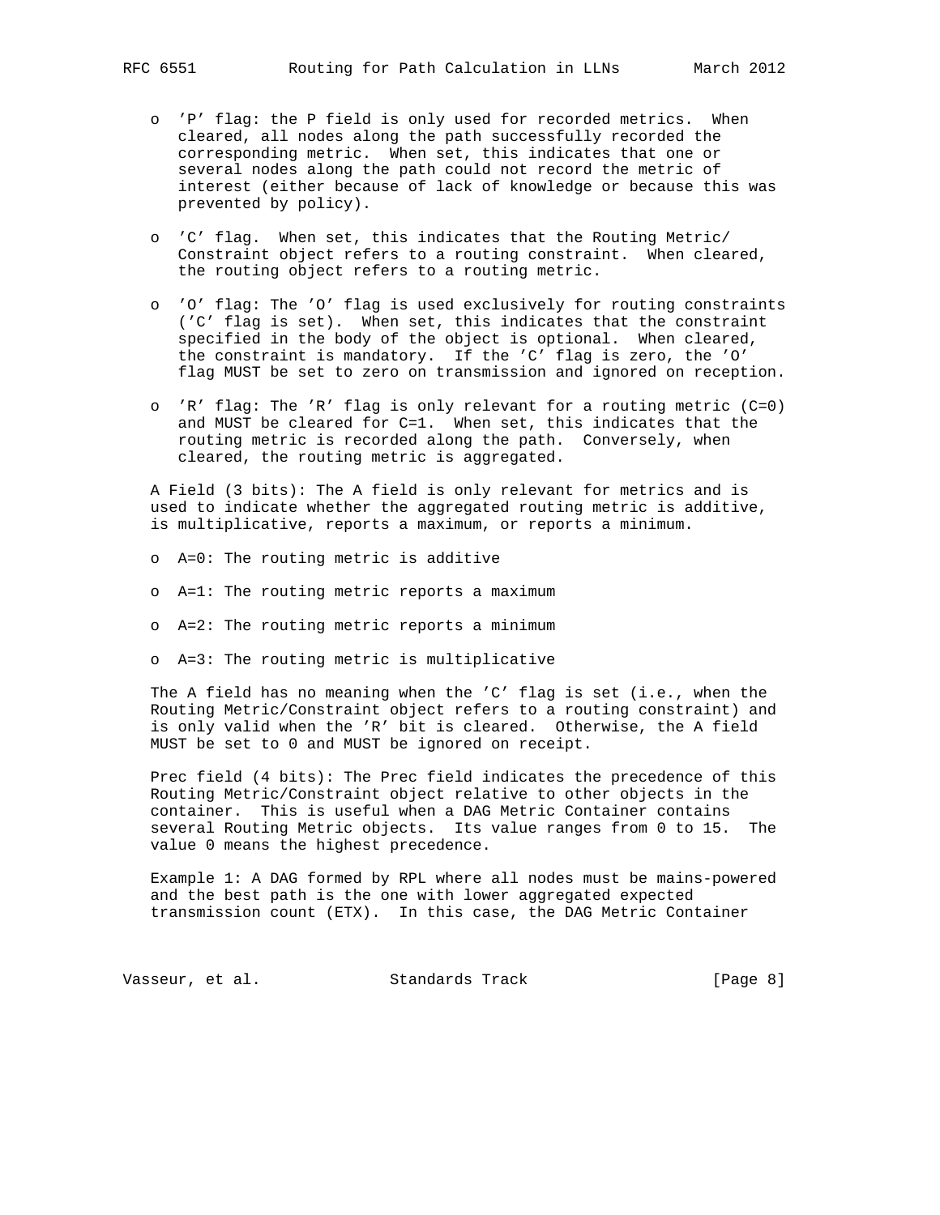- 'P' flag: the P field is only used for recorded metrics. When cleared, all nodes along the path successfully recorded the corresponding metric. When set, this indicates that one or several nodes along the path could not record the metric of interest (either because of lack of knowledge or because this was prevented by policy).

- 'C' flag. When set, this indicates that the Routing Metric/Constraint object refers to a routing constraint. When cleared, the routing object refers to a routing metric.

- 'O' flag: The 'O' flag is used exclusively for routing constraints ('C' flag is set). When set, this indicates that the constraint specified in the body of the object is optional. When cleared, the constraint is mandatory. If the 'C' flag is zero, the 'O' flag MUST be set to zero on transmission and ignored on reception.

- 'R' flag: The 'R' flag is only relevant for a routing metric (C=0) and MUST be cleared for C=1. When set, this indicates that the routing metric is recorded along the path. Conversely, when cleared, the routing metric is aggregated.

A Field (3 bits): The A field is only relevant for metrics and is used to indicate whether the aggregated routing metric is additive, is multiplicative, reports a maximum, or reports a minimum.

- A=0: The routing metric is additive

- A=1: The routing metric reports a maximum

- A=2: The routing metric reports a minimum

- A=3: The routing metric is multiplicative

The A field has no meaning when the 'C' flag is set (i.e., when the Routing Metric/Constraint object refers to a routing constraint) and is only valid when the 'R' bit is cleared. Otherwise, the A field MUST be set to 0 and MUST be ignored on receipt.

Prec field (4 bits): The Prec field indicates the precedence of this Routing Metric/Constraint object relative to other objects in the container. This is useful when a DAG Metric Container contains several Routing Metric objects. Its value ranges from 0 to 15. The value 0 means the highest precedence.

Example 1: A DAG formed by RPL where all nodes must be mains-powered and the best path is the one with lower aggregated expected transmission count (ETX). In this case, the DAG Metric Container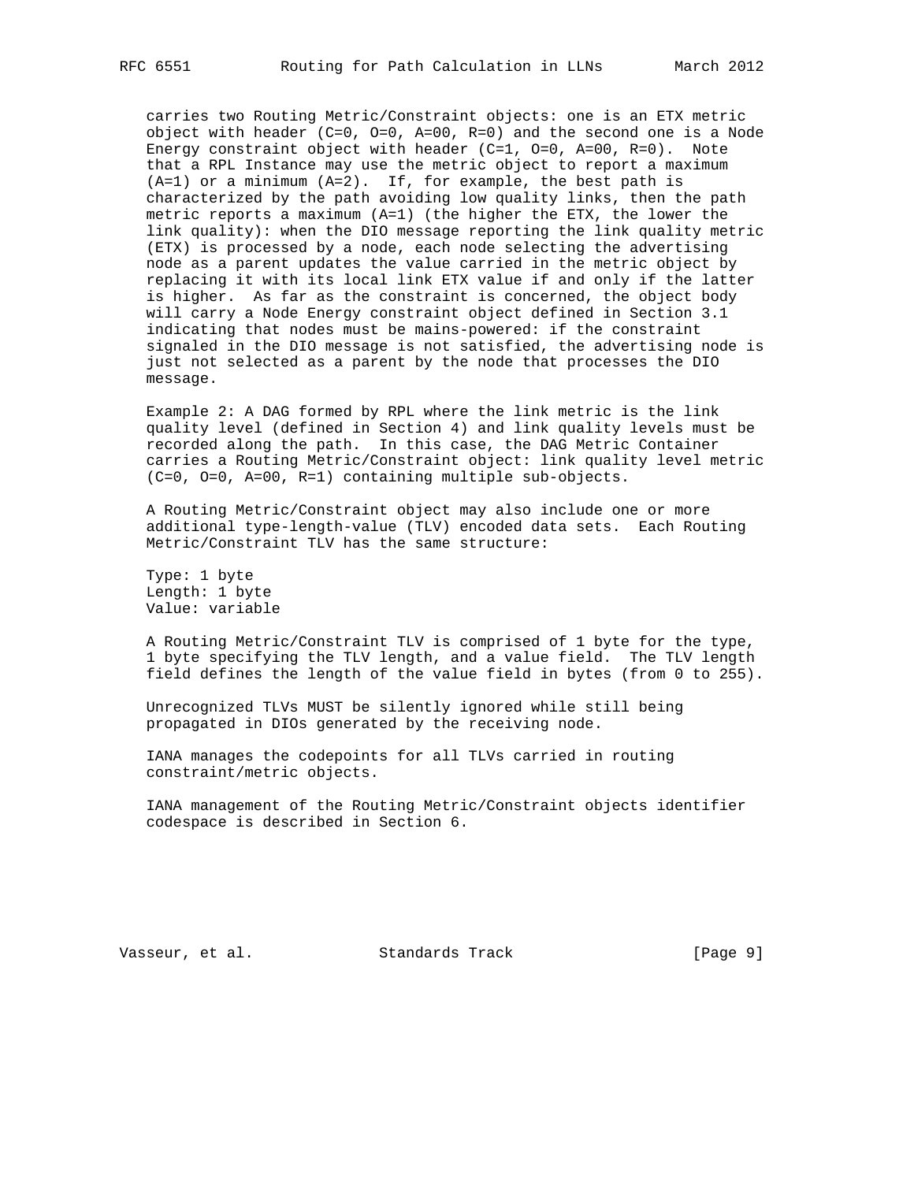carries two Routing Metric/Constraint objects: one is an ETX metric object with header (C=0, O=0, A=00, R=0) and the second one is a Node Energy constraint object with header (C=1, O=0, A=00, R=0). Note that a RPL Instance may use the metric object to report a maximum (A=1) or a minimum (A=2). If, for example, the best path is characterized by the path avoiding low quality links, then the path metric reports a maximum (A=1) (the higher the ETX, the lower the link quality): when the DIO message reporting the link quality metric (ETX) is processed by a node, each node selecting the advertising node as a parent updates the value carried in the metric object by replacing it with its local link ETX value if and only if the latter is higher. As far as the constraint is concerned, the object body will carry a Node Energy constraint object defined in Section 3.1 indicating that nodes must be mains-powered: if the constraint signaled in the DIO message is not satisfied, the advertising node is just not selected as a parent by the node that processes the DIO message.

Example 2: A DAG formed by RPL where the link metric is the link quality level (defined in Section 4) and link quality levels must be recorded along the path. In this case, the DAG Metric Container carries a Routing Metric/Constraint object: link quality level metric (C=0, O=0, A=00, R=1) containing multiple sub-objects.

A Routing Metric/Constraint object may also include one or more additional type-length-value (TLV) encoded data sets. Each Routing Metric/Constraint TLV has the same structure:

Type: 1 byte
Length: 1 byte
Value: variable

A Routing Metric/Constraint TLV is comprised of 1 byte for the type, 1 byte specifying the TLV length, and a value field. The TLV length field defines the length of the value field in bytes (from 0 to 255).

Unrecognized TLVs MUST be silently ignored while still being propagated in DIOs generated by the receiving node.

IANA manages the codepoints for all TLVs carried in routing constraint/metric objects.

IANA management of the Routing Metric/Constraint objects identifier codespace is described in Section 6.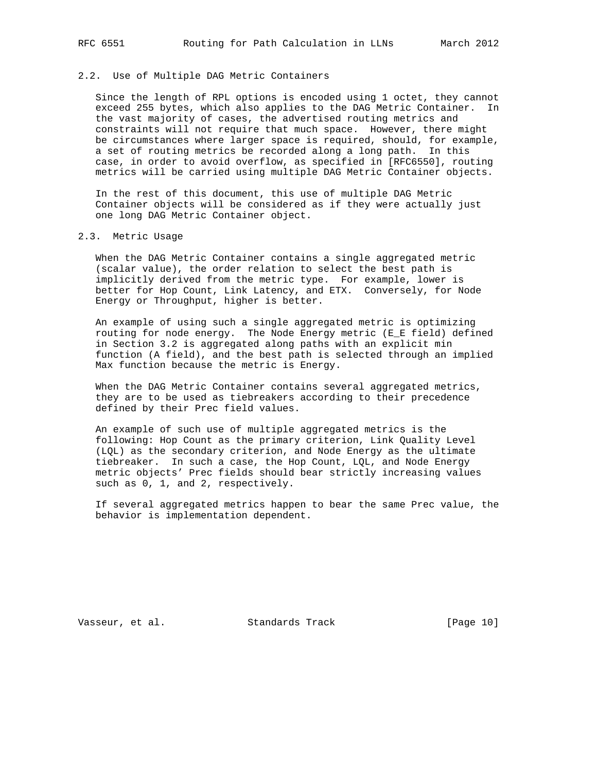### 2.2. Use of Multiple DAG Metric Containers

Since the length of RPL options is encoded using 1 octet, they cannot exceed 255 bytes, which also applies to the DAG Metric Container. In the vast majority of cases, the advertised routing metrics and constraints will not require that much space. However, there might be circumstances where larger space is required, should, for example, a set of routing metrics be recorded along a long path. In this case, in order to avoid overflow, as specified in [RFC6550], routing metrics will be carried using multiple DAG Metric Container objects.

In the rest of this document, this use of multiple DAG Metric Container objects will be considered as if they were actually just one long DAG Metric Container object.

### 2.3. Metric Usage

When the DAG Metric Container contains a single aggregated metric (scalar value), the order relation to select the best path is implicitly derived from the metric type. For example, lower is better for Hop Count, Link Latency, and ETX. Conversely, for Node Energy or Throughput, higher is better.

An example of using such a single aggregated metric is optimizing routing for node energy. The Node Energy metric (E_E field) defined in Section 3.2 is aggregated along paths with an explicit min function (A field), and the best path is selected through an implied Max function because the metric is Energy.

When the DAG Metric Container contains several aggregated metrics, they are to be used as tiebreakers according to their precedence defined by their Prec field values.

An example of such use of multiple aggregated metrics is the following: Hop Count as the primary criterion, Link Quality Level (LQL) as the secondary criterion, and Node Energy as the ultimate tiebreaker. In such a case, the Hop Count, LQL, and Node Energy metric objects' Prec fields should bear strictly increasing values such as 0, 1, and 2, respectively.

If several aggregated metrics happen to bear the same Prec value, the behavior is implementation dependent.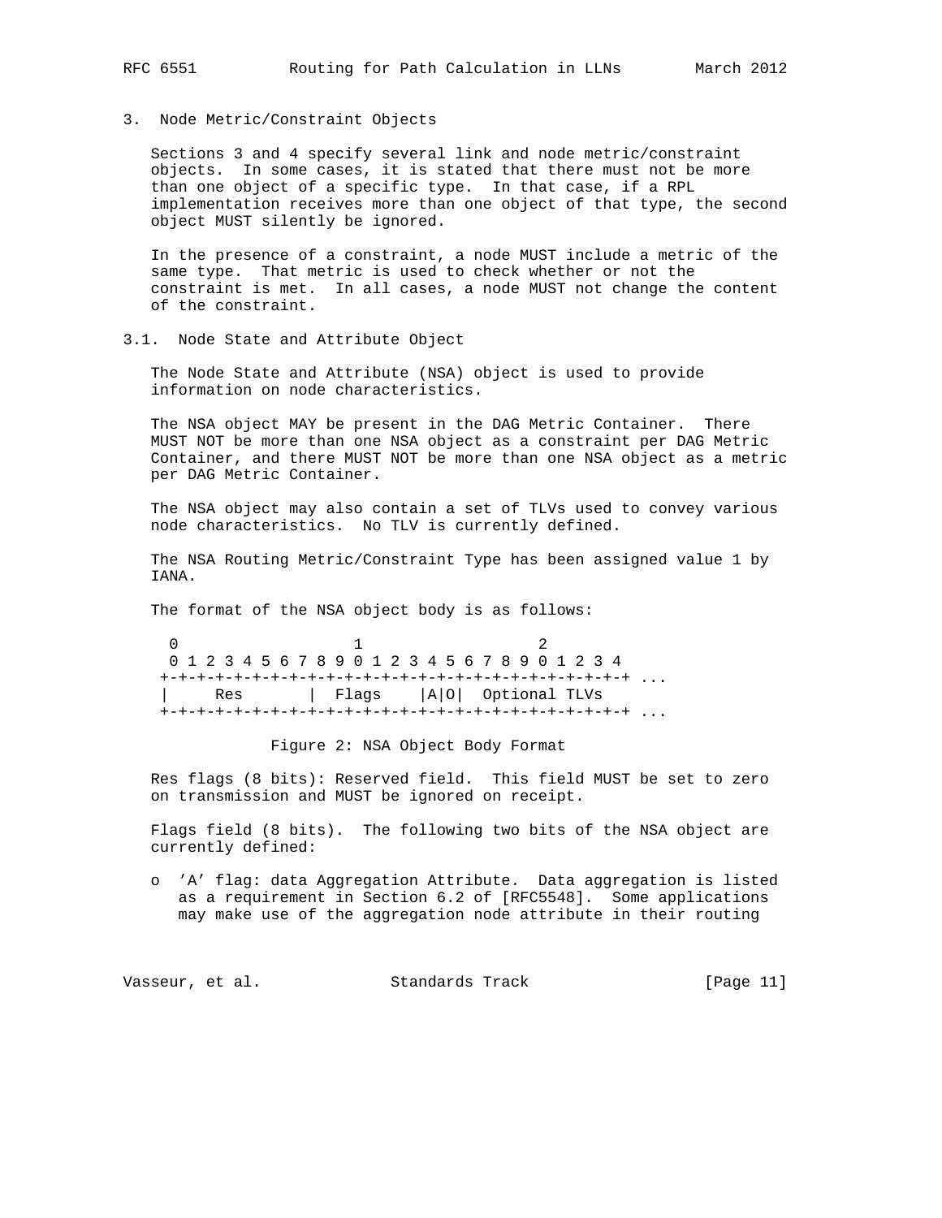## 3. Node Metric/Constraint Objects

Sections 3 and 4 specify several link and node metric/constraint objects. In some cases, it is stated that there must not be more than one object of a specific type. In that case, if a RPL implementation receives more than one object of that type, the second object MUST silently be ignored.

In the presence of a constraint, a node MUST include a metric of the same type. That metric is used to check whether or not the constraint is met. In all cases, a node MUST not change the content of the constraint.

### 3.1. Node State and Attribute Object

The Node State and Attribute (NSA) object is used to provide information on node characteristics.

The NSA object MAY be present in the DAG Metric Container. There MUST NOT be more than one NSA object as a constraint per DAG Metric Container, and there MUST NOT be more than one NSA object as a metric per DAG Metric Container.

The NSA object may also contain a set of TLVs used to convey various node characteristics. No TLV is currently defined.

The NSA Routing Metric/Constraint Type has been assigned value 1 by IANA.

The format of the NSA object body is as follows:

```
 0                   1                   2
 0 1 2 3 4 5 6 7 8 9 0 1 2 3 4 5 6 7 8 9 0 1 2 3 4
+-+-+-+-+-+-+-+-+-+-+-+-+-+-+-+-+-+-+-+-+-+-+-+-+-+ ...
|     Res       |  Flags    |A|O|  Optional TLVs
+-+-+-+-+-+-+-+-+-+-+-+-+-+-+-+-+-+-+-+-+-+-+-+-+-+ ...
```

Figure 2: NSA Object Body Format

Res flags (8 bits): Reserved field. This field MUST be set to zero on transmission and MUST be ignored on receipt.

Flags field (8 bits). The following two bits of the NSA object are currently defined:

- 'A' flag: data Aggregation Attribute. Data aggregation is listed as a requirement in Section 6.2 of [RFC5548]. Some applications may make use of the aggregation node attribute in their routing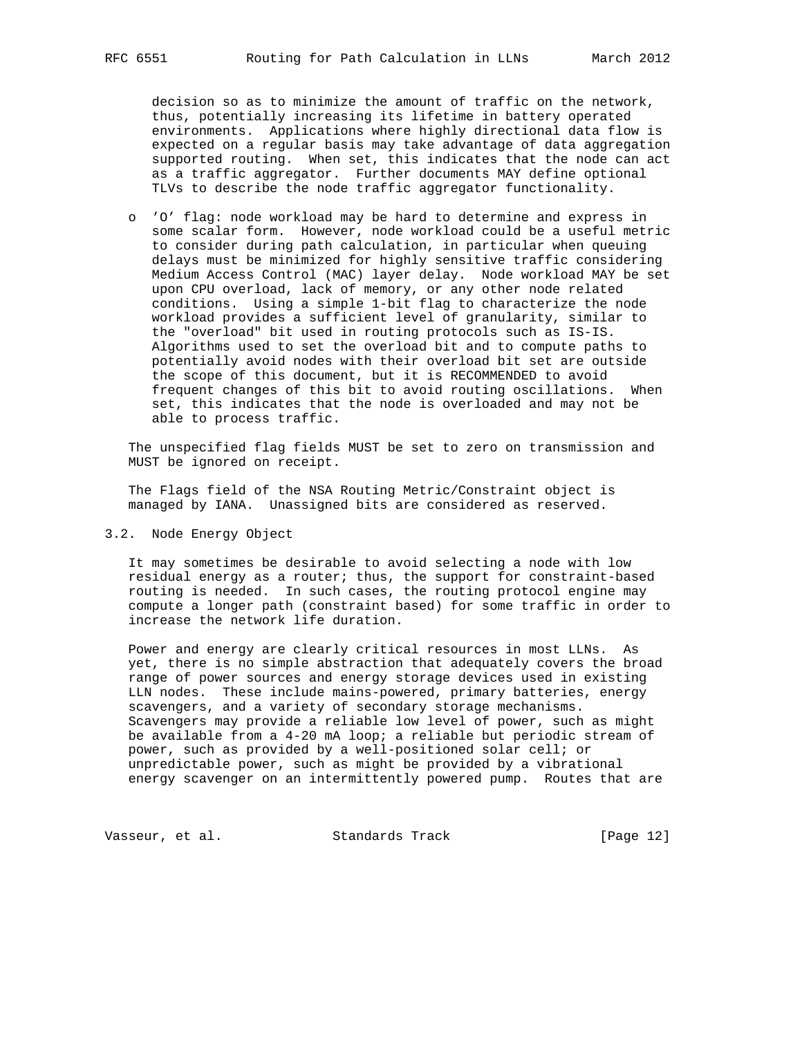decision so as to minimize the amount of traffic on the network, thus, potentially increasing its lifetime in battery operated environments. Applications where highly directional data flow is expected on a regular basis may take advantage of data aggregation supported routing. When set, this indicates that the node can act as a traffic aggregator. Further documents MAY define optional TLVs to describe the node traffic aggregator functionality.

- 'O' flag: node workload may be hard to determine and express in some scalar form. However, node workload could be a useful metric to consider during path calculation, in particular when queuing delays must be minimized for highly sensitive traffic considering Medium Access Control (MAC) layer delay. Node workload MAY be set upon CPU overload, lack of memory, or any other node related conditions. Using a simple 1-bit flag to characterize the node workload provides a sufficient level of granularity, similar to the "overload" bit used in routing protocols such as IS-IS. Algorithms used to set the overload bit and to compute paths to potentially avoid nodes with their overload bit set are outside the scope of this document, but it is RECOMMENDED to avoid frequent changes of this bit to avoid routing oscillations. When set, this indicates that the node is overloaded and may not be able to process traffic.

The unspecified flag fields MUST be set to zero on transmission and MUST be ignored on receipt.

The Flags field of the NSA Routing Metric/Constraint object is managed by IANA. Unassigned bits are considered as reserved.

## 3.2. Node Energy Object

It may sometimes be desirable to avoid selecting a node with low residual energy as a router; thus, the support for constraint-based routing is needed. In such cases, the routing protocol engine may compute a longer path (constraint based) for some traffic in order to increase the network life duration.

Power and energy are clearly critical resources in most LLNs. As yet, there is no simple abstraction that adequately covers the broad range of power sources and energy storage devices used in existing LLN nodes. These include mains-powered, primary batteries, energy scavengers, and a variety of secondary storage mechanisms. Scavengers may provide a reliable low level of power, such as might be available from a 4-20 mA loop; a reliable but periodic stream of power, such as provided by a well-positioned solar cell; or unpredictable power, such as might be provided by a vibrational energy scavenger on an intermittently powered pump. Routes that are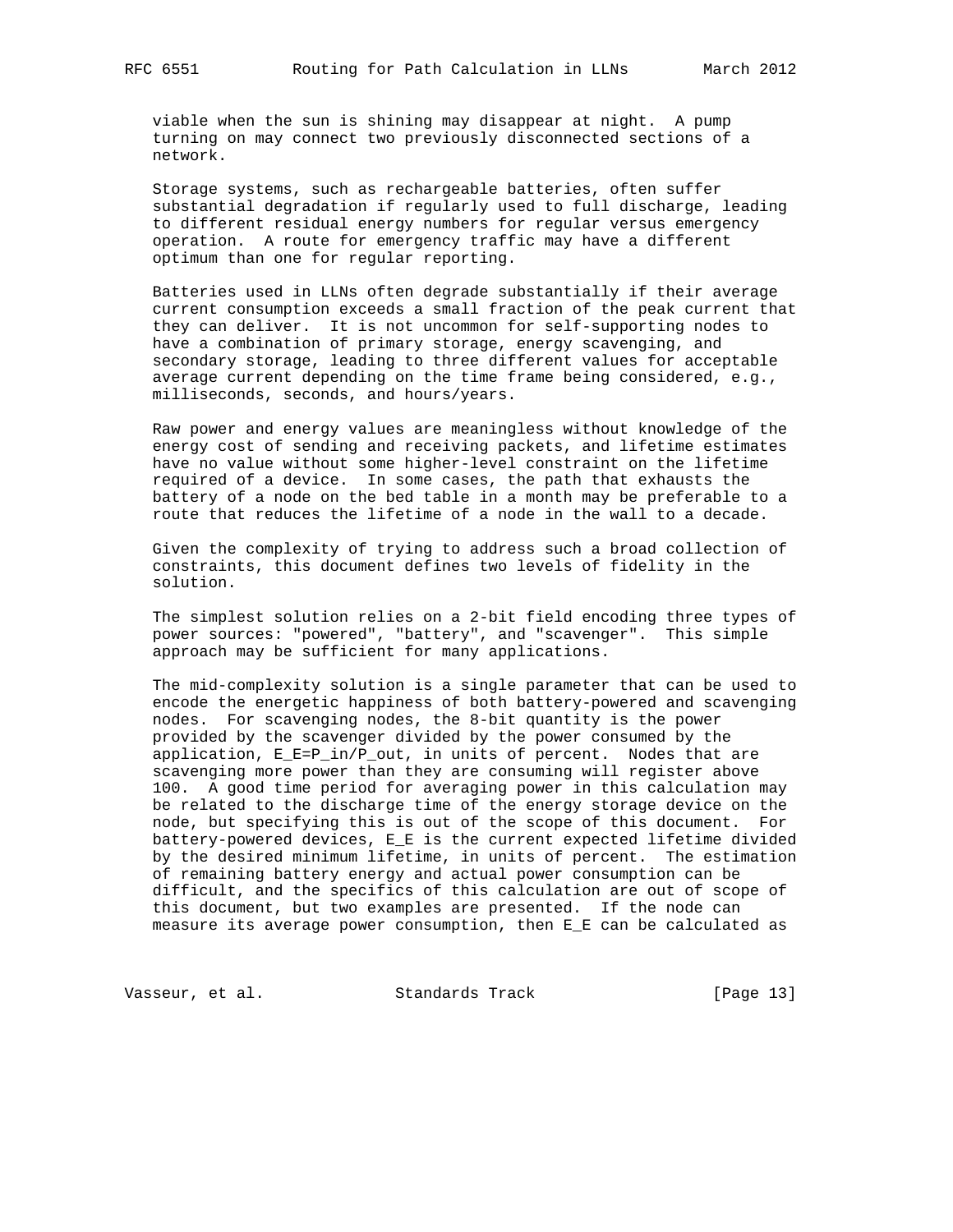viable when the sun is shining may disappear at night. A pump turning on may connect two previously disconnected sections of a network.

Storage systems, such as rechargeable batteries, often suffer substantial degradation if regularly used to full discharge, leading to different residual energy numbers for regular versus emergency operation. A route for emergency traffic may have a different optimum than one for regular reporting.

Batteries used in LLNs often degrade substantially if their average current consumption exceeds a small fraction of the peak current that they can deliver. It is not uncommon for self-supporting nodes to have a combination of primary storage, energy scavenging, and secondary storage, leading to three different values for acceptable average current depending on the time frame being considered, e.g., milliseconds, seconds, and hours/years.

Raw power and energy values are meaningless without knowledge of the energy cost of sending and receiving packets, and lifetime estimates have no value without some higher-level constraint on the lifetime required of a device. In some cases, the path that exhausts the battery of a node on the bed table in a month may be preferable to a route that reduces the lifetime of a node in the wall to a decade.

Given the complexity of trying to address such a broad collection of constraints, this document defines two levels of fidelity in the solution.

The simplest solution relies on a 2-bit field encoding three types of power sources: "powered", "battery", and "scavenger". This simple approach may be sufficient for many applications.

The mid-complexity solution is a single parameter that can be used to encode the energetic happiness of both battery-powered and scavenging nodes. For scavenging nodes, the 8-bit quantity is the power provided by the scavenger divided by the power consumed by the application, $E\_E=P\_in/P\_out$, in units of percent. Nodes that are scavenging more power than they are consuming will register above 100. A good time period for averaging power in this calculation may be related to the discharge time of the energy storage device on the node, but specifying this is out of the scope of this document. For battery-powered devices, E_E is the current expected lifetime divided by the desired minimum lifetime, in units of percent. The estimation of remaining battery energy and actual power consumption can be difficult, and the specifics of this calculation are out of scope of this document, but two examples are presented. If the node can measure its average power consumption, then E_E can be calculated as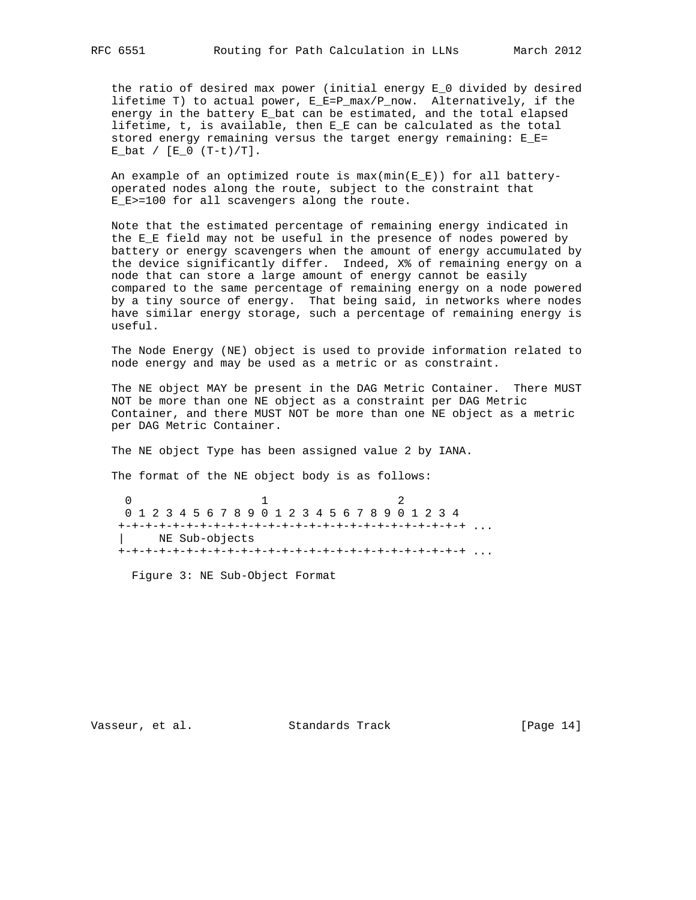the ratio of desired max power (initial energy $E_0$ divided by desired lifetime T) to actual power, $E_E=P_{max}/P_{now}$. Alternatively, if the energy in the battery $E_{bat}$ can be estimated, and the total elapsed lifetime, t, is available, then $E_E$ can be calculated as the total stored energy remaining versus the target energy remaining: $E_E= E_{bat} / [E_0 (T-t)/T]$.

An example of an optimized route is $max(min(E_E))$ for all battery-operated nodes along the route, subject to the constraint that $E_E>=100$ for all scavengers along the route.

Note that the estimated percentage of remaining energy indicated in the E_E field may not be useful in the presence of nodes powered by battery or energy scavengers when the amount of energy accumulated by the device significantly differ. Indeed, X% of remaining energy on a node that can store a large amount of energy cannot be easily compared to the same percentage of remaining energy on a node powered by a tiny source of energy. That being said, in networks where nodes have similar energy storage, such a percentage of remaining energy is useful.

The Node Energy (NE) object is used to provide information related to node energy and may be used as a metric or as constraint.

The NE object MAY be present in the DAG Metric Container. There MUST NOT be more than one NE object as a constraint per DAG Metric Container, and there MUST NOT be more than one NE object as a metric per DAG Metric Container.

The NE object Type has been assigned value 2 by IANA.

The format of the NE object body is as follows:

```
 0                   1                   2
 0 1 2 3 4 5 6 7 8 9 0 1 2 3 4 5 6 7 8 9 0 1 2 3 4
+-+-+-+-+-+-+-+-+-+-+-+-+-+-+-+-+-+-+-+-+-+-+-+-+-+ ...
|     NE Sub-objects
+-+-+-+-+-+-+-+-+-+-+-+-+-+-+-+-+-+-+-+-+-+-+-+-+-+ ...
```

Figure 3: NE Sub-Object Format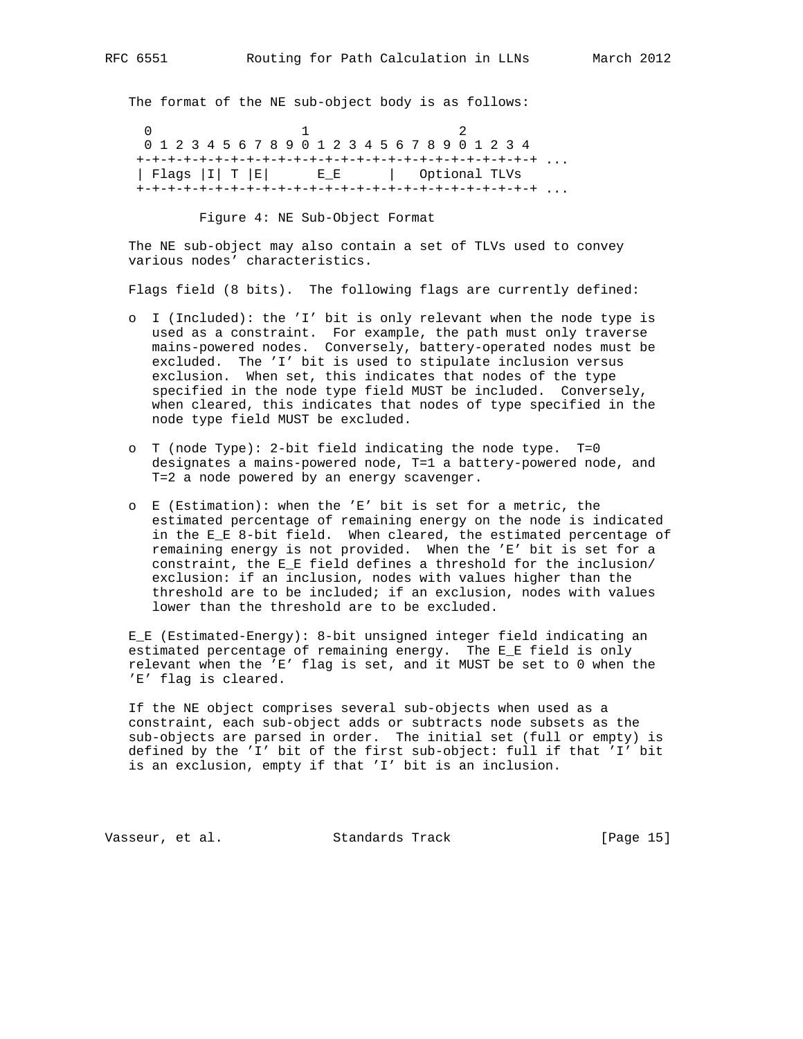The format of the NE sub-object body is as follows:

```
  0                   1                   2
  0 1 2 3 4 5 6 7 8 9 0 1 2 3 4 5 6 7 8 9 0 1 2 3 4
 +-+-+-+-+-+-+-+-+-+-+-+-+-+-+-+-+-+-+-+-+-+-+-+-+-+ ...
 | Flags |I| T |E|      E_E      |   Optional TLVs
 +-+-+-+-+-+-+-+-+-+-+-+-+-+-+-+-+-+-+-+-+-+-+-+-+-+ ...
```

Figure 4: NE Sub-Object Format

The NE sub-object may also contain a set of TLVs used to convey various nodes' characteristics.

Flags field (8 bits). The following flags are currently defined:

- I (Included): the 'I' bit is only relevant when the node type is used as a constraint. For example, the path must only traverse mains-powered nodes. Conversely, battery-operated nodes must be excluded. The 'I' bit is used to stipulate inclusion versus exclusion. When set, this indicates that nodes of the type specified in the node type field MUST be included. Conversely, when cleared, this indicates that nodes of type specified in the node type field MUST be excluded.

- T (node Type): 2-bit field indicating the node type. T=0 designates a mains-powered node, T=1 a battery-powered node, and T=2 a node powered by an energy scavenger.

- E (Estimation): when the 'E' bit is set for a metric, the estimated percentage of remaining energy on the node is indicated in the E_E 8-bit field. When cleared, the estimated percentage of remaining energy is not provided. When the 'E' bit is set for a constraint, the E_E field defines a threshold for the inclusion/exclusion: if an inclusion, nodes with values higher than the threshold are to be included; if an exclusion, nodes with values lower than the threshold are to be excluded.

E_E (Estimated-Energy): 8-bit unsigned integer field indicating an estimated percentage of remaining energy. The E_E field is only relevant when the 'E' flag is set, and it MUST be set to 0 when the 'E' flag is cleared.

If the NE object comprises several sub-objects when used as a constraint, each sub-object adds or subtracts node subsets as the sub-objects are parsed in order. The initial set (full or empty) is defined by the 'I' bit of the first sub-object: full if that 'I' bit is an exclusion, empty if that 'I' bit is an inclusion.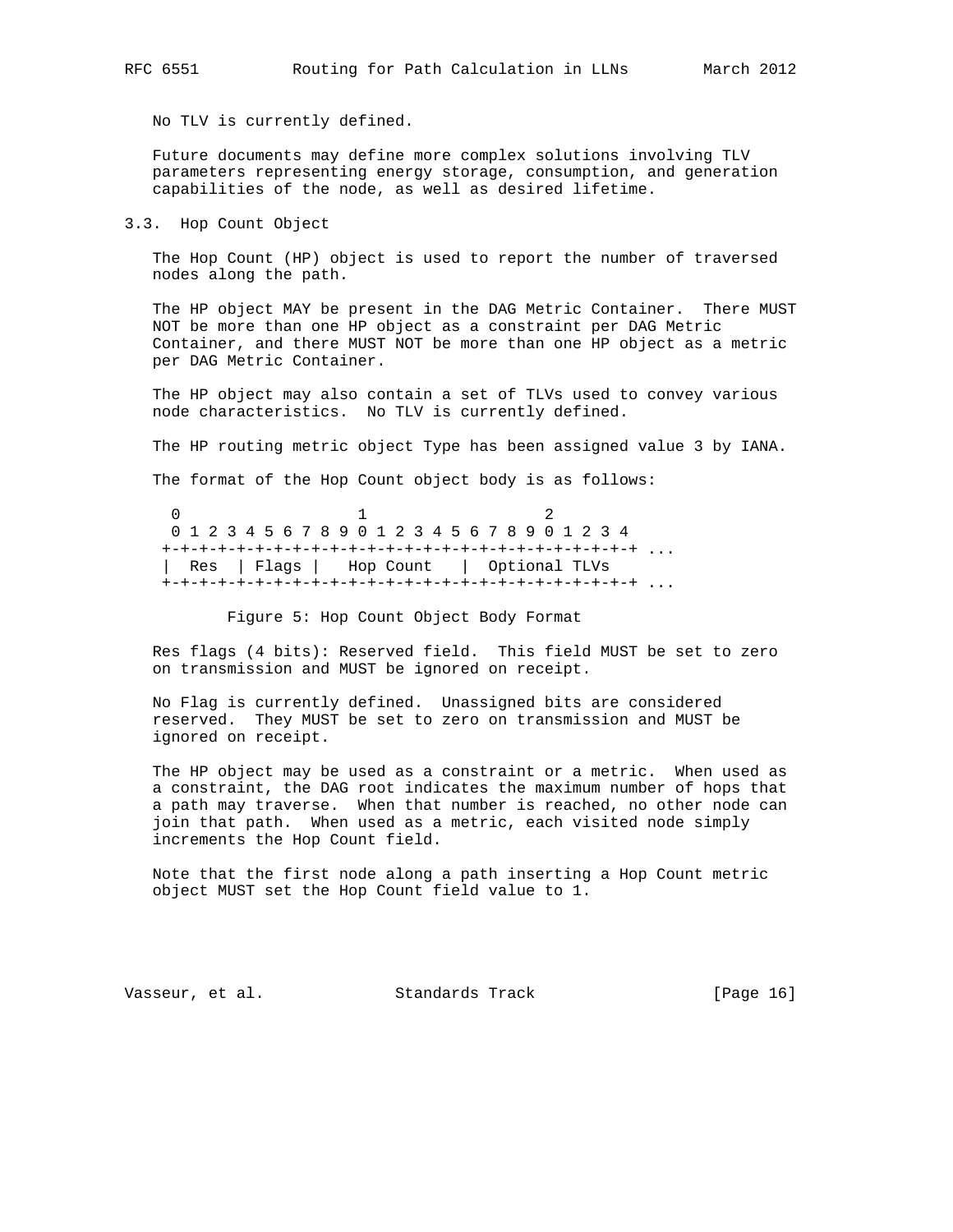No TLV is currently defined.

Future documents may define more complex solutions involving TLV parameters representing energy storage, consumption, and generation capabilities of the node, as well as desired lifetime.

### 3.3. Hop Count Object

The Hop Count (HP) object is used to report the number of traversed nodes along the path.

The HP object MAY be present in the DAG Metric Container. There MUST NOT be more than one HP object as a constraint per DAG Metric Container, and there MUST NOT be more than one HP object as a metric per DAG Metric Container.

The HP object may also contain a set of TLVs used to convey various node characteristics. No TLV is currently defined.

The HP routing metric object Type has been assigned value 3 by IANA.

The format of the Hop Count object body is as follows:

```
 0                   1                   2
 0 1 2 3 4 5 6 7 8 9 0 1 2 3 4 5 6 7 8 9 0 1 2 3 4
+-+-+-+-+-+-+-+-+-+-+-+-+-+-+-+-+-+-+-+-+-+-+-+-+-+ ...
|  Res  | Flags |   Hop Count   |  Optional TLVs
+-+-+-+-+-+-+-+-+-+-+-+-+-+-+-+-+-+-+-+-+-+-+-+-+-+ ...
```

Figure 5: Hop Count Object Body Format

Res flags (4 bits): Reserved field. This field MUST be set to zero on transmission and MUST be ignored on receipt.

No Flag is currently defined. Unassigned bits are considered reserved. They MUST be set to zero on transmission and MUST be ignored on receipt.

The HP object may be used as a constraint or a metric. When used as a constraint, the DAG root indicates the maximum number of hops that a path may traverse. When that number is reached, no other node can join that path. When used as a metric, each visited node simply increments the Hop Count field.

Note that the first node along a path inserting a Hop Count metric object MUST set the Hop Count field value to 1.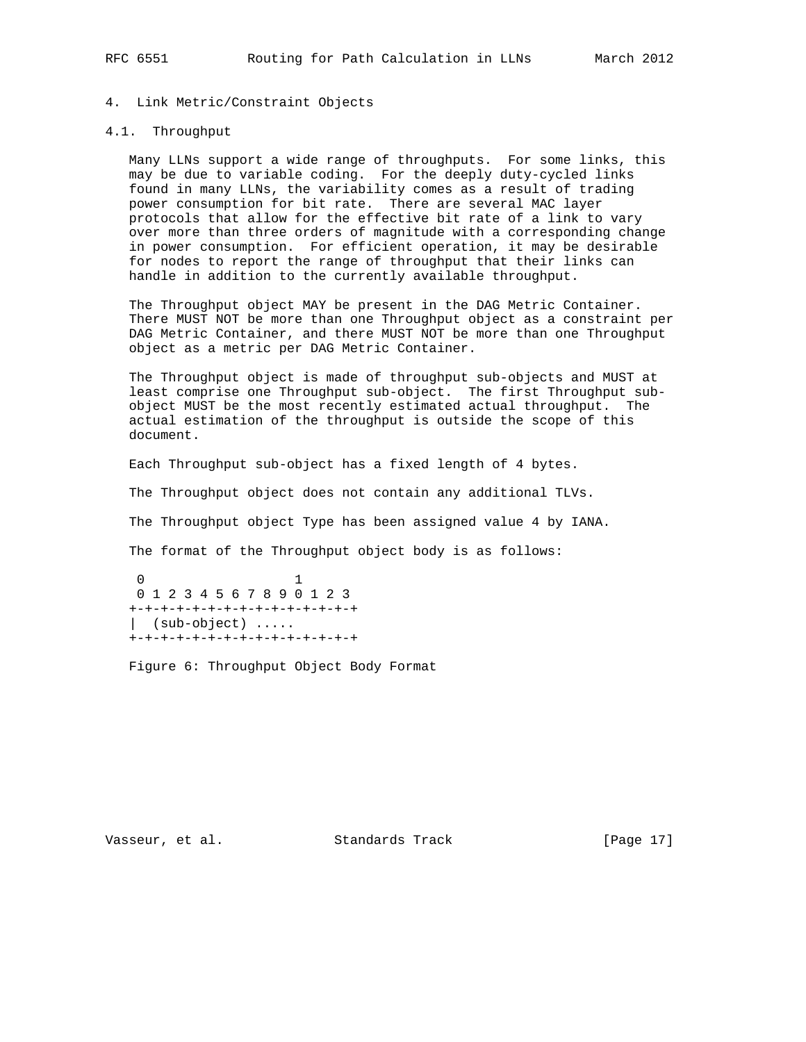## 4. Link Metric/Constraint Objects

### 4.1. Throughput

Many LLNs support a wide range of throughputs. For some links, this may be due to variable coding. For the deeply duty-cycled links found in many LLNs, the variability comes as a result of trading power consumption for bit rate. There are several MAC layer protocols that allow for the effective bit rate of a link to vary over more than three orders of magnitude with a corresponding change in power consumption. For efficient operation, it may be desirable for nodes to report the range of throughput that their links can handle in addition to the currently available throughput.

The Throughput object MAY be present in the DAG Metric Container. There MUST NOT be more than one Throughput object as a constraint per DAG Metric Container, and there MUST NOT be more than one Throughput object as a metric per DAG Metric Container.

The Throughput object is made of throughput sub-objects and MUST at least comprise one Throughput sub-object. The first Throughput sub-object MUST be the most recently estimated actual throughput. The actual estimation of the throughput is outside the scope of this document.

Each Throughput sub-object has a fixed length of 4 bytes.

The Throughput object does not contain any additional TLVs.

The Throughput object Type has been assigned value 4 by IANA.

The format of the Throughput object body is as follows:

```
 0                   1
 0 1 2 3 4 5 6 7 8 9 0 1 2 3
+-+-+-+-+-+-+-+-+-+-+-+-+-+-+
|  (sub-object) .....
+-+-+-+-+-+-+-+-+-+-+-+-+-+-+
```

Figure 6: Throughput Object Body Format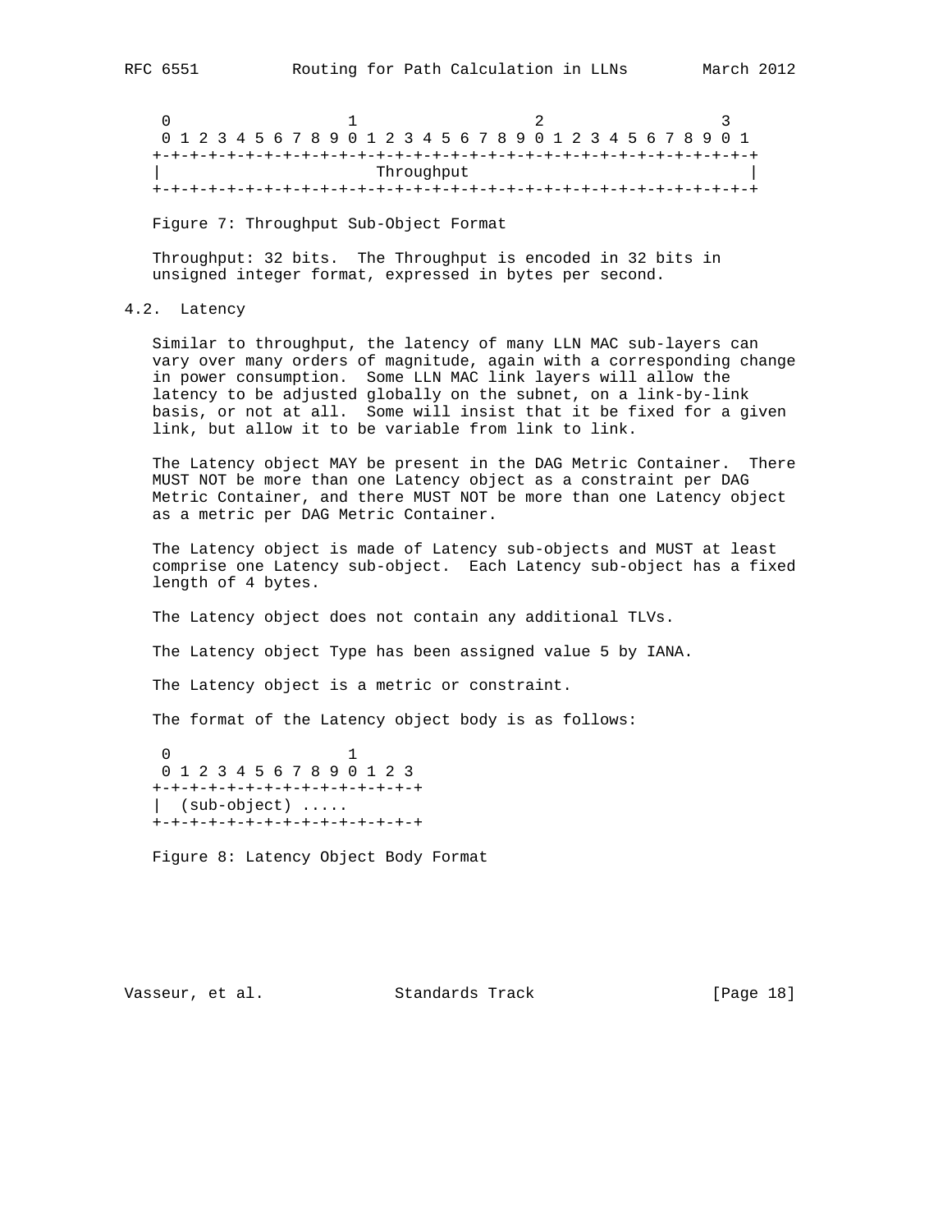```
 0                   1                   2                   3
 0 1 2 3 4 5 6 7 8 9 0 1 2 3 4 5 6 7 8 9 0 1 2 3 4 5 6 7 8 9 0 1
+-+-+-+-+-+-+-+-+-+-+-+-+-+-+-+-+-+-+-+-+-+-+-+-+-+-+-+-+-+-+-+-+
|                           Throughput                          |
+-+-+-+-+-+-+-+-+-+-+-+-+-+-+-+-+-+-+-+-+-+-+-+-+-+-+-+-+-+-+-+-+
```

Figure 7: Throughput Sub-Object Format

Throughput: 32 bits. The Throughput is encoded in 32 bits in unsigned integer format, expressed in bytes per second.

## 4.2. Latency

Similar to throughput, the latency of many LLN MAC sub-layers can vary over many orders of magnitude, again with a corresponding change in power consumption. Some LLN MAC link layers will allow the latency to be adjusted globally on the subnet, on a link-by-link basis, or not at all. Some will insist that it be fixed for a given link, but allow it to be variable from link to link.

The Latency object MAY be present in the DAG Metric Container. There MUST NOT be more than one Latency object as a constraint per DAG Metric Container, and there MUST NOT be more than one Latency object as a metric per DAG Metric Container.

The Latency object is made of Latency sub-objects and MUST at least comprise one Latency sub-object. Each Latency sub-object has a fixed length of 4 bytes.

The Latency object does not contain any additional TLVs.

The Latency object Type has been assigned value 5 by IANA.

The Latency object is a metric or constraint.

The format of the Latency object body is as follows:

```
 0                   1
 0 1 2 3 4 5 6 7 8 9 0 1 2 3
+-+-+-+-+-+-+-+-+-+-+-+-+-+-+
|  (sub-object) .....
+-+-+-+-+-+-+-+-+-+-+-+-+-+-+
```

Figure 8: Latency Object Body Format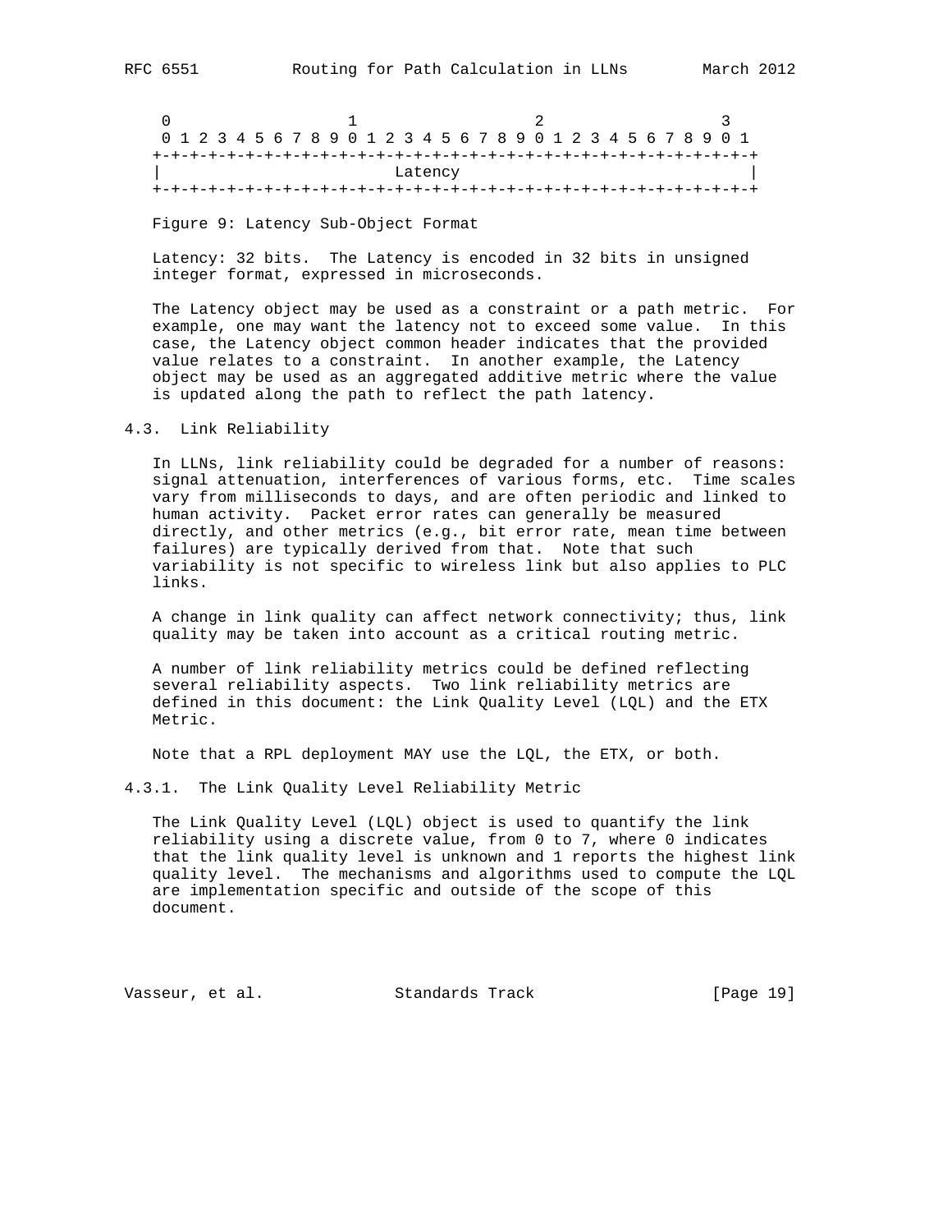```
 0                   1                   2                   3
 0 1 2 3 4 5 6 7 8 9 0 1 2 3 4 5 6 7 8 9 0 1 2 3 4 5 6 7 8 9 0 1
+-+-+-+-+-+-+-+-+-+-+-+-+-+-+-+-+-+-+-+-+-+-+-+-+-+-+-+-+-+-+-+-+
|                            Latency                            |
+-+-+-+-+-+-+-+-+-+-+-+-+-+-+-+-+-+-+-+-+-+-+-+-+-+-+-+-+-+-+-+-+
```

Figure 9: Latency Sub-Object Format

Latency: 32 bits. The Latency is encoded in 32 bits in unsigned integer format, expressed in microseconds.

The Latency object may be used as a constraint or a path metric. For example, one may want the latency not to exceed some value. In this case, the Latency object common header indicates that the provided value relates to a constraint. In another example, the Latency object may be used as an aggregated additive metric where the value is updated along the path to reflect the path latency.

## 4.3. Link Reliability

In LLNs, link reliability could be degraded for a number of reasons: signal attenuation, interferences of various forms, etc. Time scales vary from milliseconds to days, and are often periodic and linked to human activity. Packet error rates can generally be measured directly, and other metrics (e.g., bit error rate, mean time between failures) are typically derived from that. Note that such variability is not specific to wireless link but also applies to PLC links.

A change in link quality can affect network connectivity; thus, link quality may be taken into account as a critical routing metric.

A number of link reliability metrics could be defined reflecting several reliability aspects. Two link reliability metrics are defined in this document: the Link Quality Level (LQL) and the ETX Metric.

Note that a RPL deployment MAY use the LQL, the ETX, or both.

### 4.3.1. The Link Quality Level Reliability Metric

The Link Quality Level (LQL) object is used to quantify the link reliability using a discrete value, from 0 to 7, where 0 indicates that the link quality level is unknown and 1 reports the highest link quality level. The mechanisms and algorithms used to compute the LQL are implementation specific and outside of the scope of this document.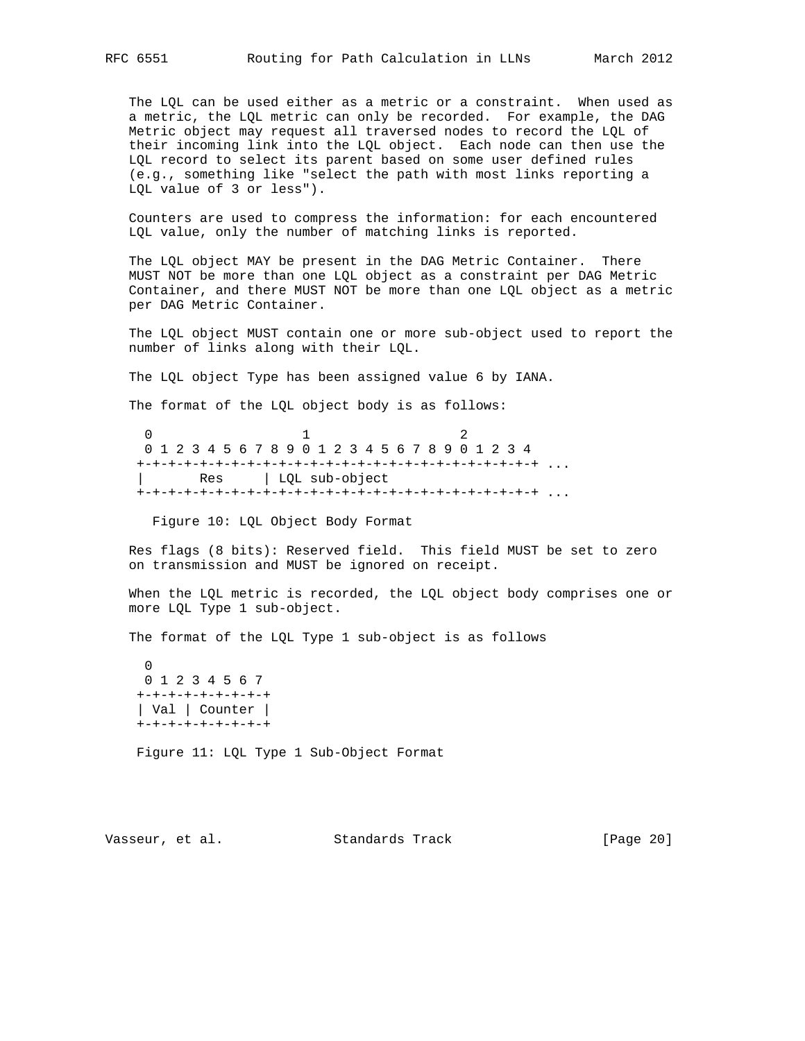The LQL can be used either as a metric or a constraint. When used as a metric, the LQL metric can only be recorded. For example, the DAG Metric object may request all traversed nodes to record the LQL of their incoming link into the LQL object. Each node can then use the LQL record to select its parent based on some user defined rules (e.g., something like "select the path with most links reporting a LQL value of 3 or less").

Counters are used to compress the information: for each encountered LQL value, only the number of matching links is reported.

The LQL object MAY be present in the DAG Metric Container. There MUST NOT be more than one LQL object as a constraint per DAG Metric Container, and there MUST NOT be more than one LQL object as a metric per DAG Metric Container.

The LQL object MUST contain one or more sub-object used to report the number of links along with their LQL.

The LQL object Type has been assigned value 6 by IANA.

The format of the LQL object body is as follows:

```
 0                   1                   2
 0 1 2 3 4 5 6 7 8 9 0 1 2 3 4 5 6 7 8 9 0 1 2 3 4
+-+-+-+-+-+-+-+-+-+-+-+-+-+-+-+-+-+-+-+-+-+-+-+-+-+ ...
|       Res     | LQL sub-object
+-+-+-+-+-+-+-+-+-+-+-+-+-+-+-+-+-+-+-+-+-+-+-+-+-+ ...
```

Figure 10: LQL Object Body Format

Res flags (8 bits): Reserved field. This field MUST be set to zero on transmission and MUST be ignored on receipt.

When the LQL metric is recorded, the LQL object body comprises one or more LQL Type 1 sub-object.

The format of the LQL Type 1 sub-object is as follows

```
 0
 0 1 2 3 4 5 6 7
+-+-+-+-+-+-+-+-+
| Val | Counter |
+-+-+-+-+-+-+-+-+
```

Figure 11: LQL Type 1 Sub-Object Format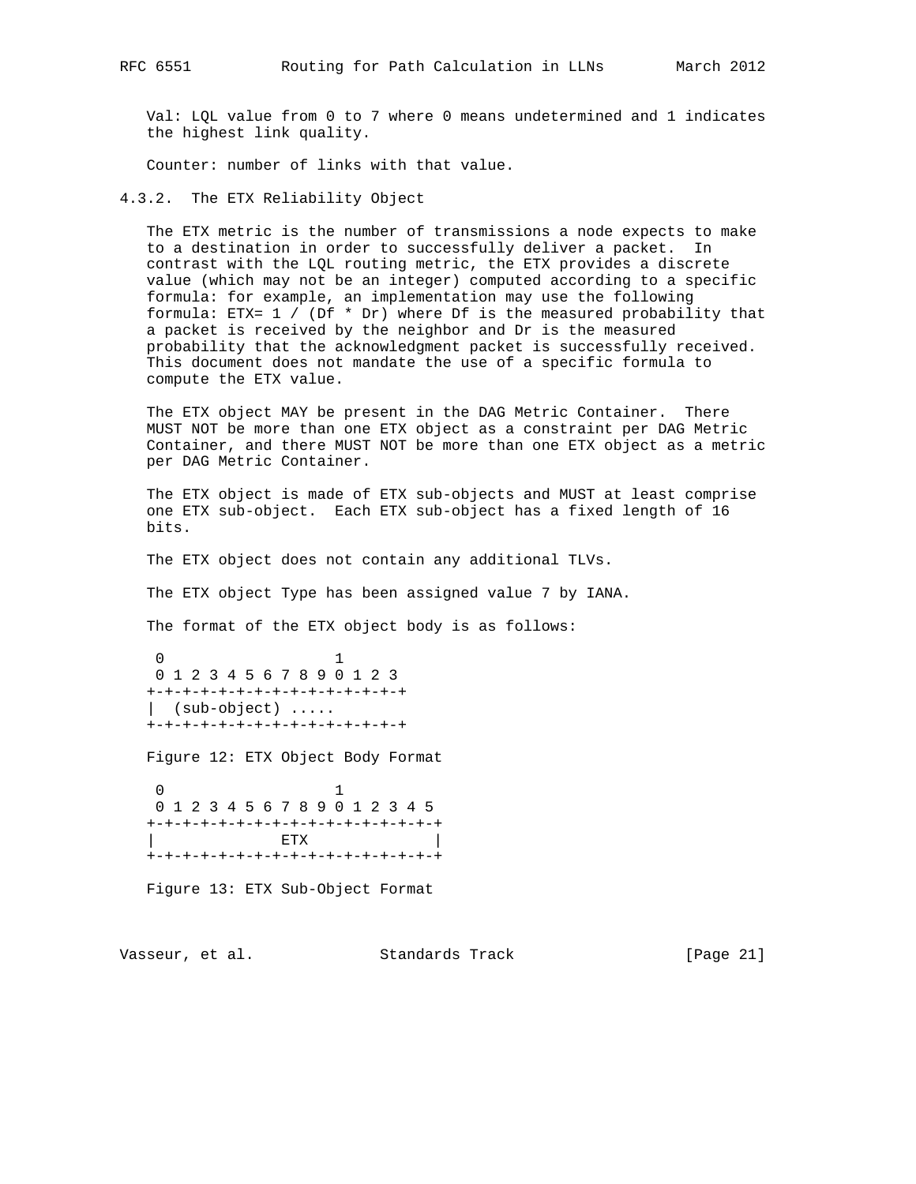Val: LQL value from 0 to 7 where 0 means undetermined and 1 indicates the highest link quality.

Counter: number of links with that value.

### 4.3.2. The ETX Reliability Object

The ETX metric is the number of transmissions a node expects to make to a destination in order to successfully deliver a packet. In contrast with the LQL routing metric, the ETX provides a discrete value (which may not be an integer) computed according to a specific formula: for example, an implementation may use the following formula: ETX= 1 / (Df * Dr) where Df is the measured probability that a packet is received by the neighbor and Dr is the measured probability that the acknowledgment packet is successfully received. This document does not mandate the use of a specific formula to compute the ETX value.

The ETX object MAY be present in the DAG Metric Container. There MUST NOT be more than one ETX object as a constraint per DAG Metric Container, and there MUST NOT be more than one ETX object as a metric per DAG Metric Container.

The ETX object is made of ETX sub-objects and MUST at least comprise one ETX sub-object. Each ETX sub-object has a fixed length of 16 bits.

The ETX object does not contain any additional TLVs.

The ETX object Type has been assigned value 7 by IANA.

The format of the ETX object body is as follows:

```
 0                   1
 0 1 2 3 4 5 6 7 8 9 0 1 2 3
+-+-+-+-+-+-+-+-+-+-+-+-+-+-+
|  (sub-object) .....
+-+-+-+-+-+-+-+-+-+-+-+-+-+-+
```

Figure 12: ETX Object Body Format

```
 0                   1
 0 1 2 3 4 5 6 7 8 9 0 1 2 3 4 5
+-+-+-+-+-+-+-+-+-+-+-+-+-+-+-+-+
|              ETX              |
+-+-+-+-+-+-+-+-+-+-+-+-+-+-+-+-+
```

Figure 13: ETX Sub-Object Format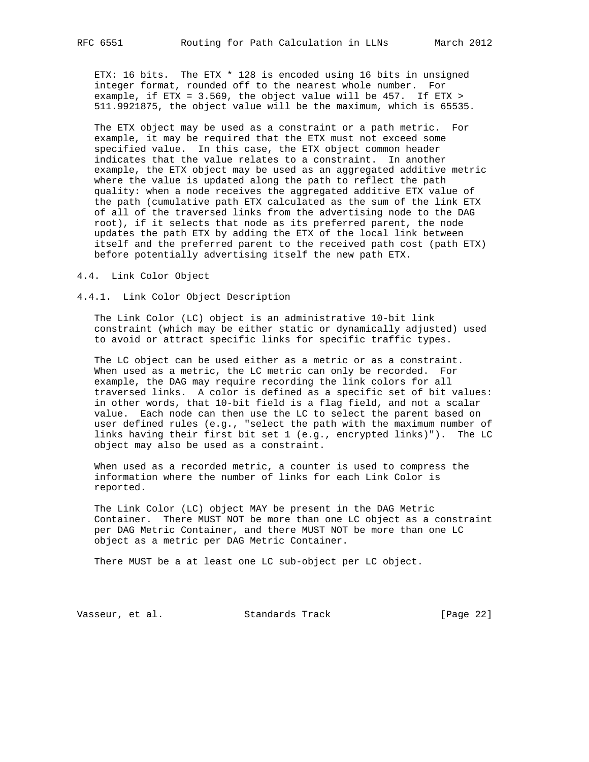ETX: 16 bits. The ETX * 128 is encoded using 16 bits in unsigned integer format, rounded off to the nearest whole number. For example, if ETX = 3.569, the object value will be 457. If ETX > 511.9921875, the object value will be the maximum, which is 65535.

The ETX object may be used as a constraint or a path metric. For example, it may be required that the ETX must not exceed some specified value. In this case, the ETX object common header indicates that the value relates to a constraint. In another example, the ETX object may be used as an aggregated additive metric where the value is updated along the path to reflect the path quality: when a node receives the aggregated additive ETX value of the path (cumulative path ETX calculated as the sum of the link ETX of all of the traversed links from the advertising node to the DAG root), if it selects that node as its preferred parent, the node updates the path ETX by adding the ETX of the local link between itself and the preferred parent to the received path cost (path ETX) before potentially advertising itself the new path ETX.

## 4.4. Link Color Object

### 4.4.1. Link Color Object Description

The Link Color (LC) object is an administrative 10-bit link constraint (which may be either static or dynamically adjusted) used to avoid or attract specific links for specific traffic types.

The LC object can be used either as a metric or as a constraint. When used as a metric, the LC metric can only be recorded. For example, the DAG may require recording the link colors for all traversed links. A color is defined as a specific set of bit values: in other words, that 10-bit field is a flag field, and not a scalar value. Each node can then use the LC to select the parent based on user defined rules (e.g., "select the path with the maximum number of links having their first bit set 1 (e.g., encrypted links)"). The LC object may also be used as a constraint.

When used as a recorded metric, a counter is used to compress the information where the number of links for each Link Color is reported.

The Link Color (LC) object MAY be present in the DAG Metric Container. There MUST NOT be more than one LC object as a constraint per DAG Metric Container, and there MUST NOT be more than one LC object as a metric per DAG Metric Container.

There MUST be a at least one LC sub-object per LC object.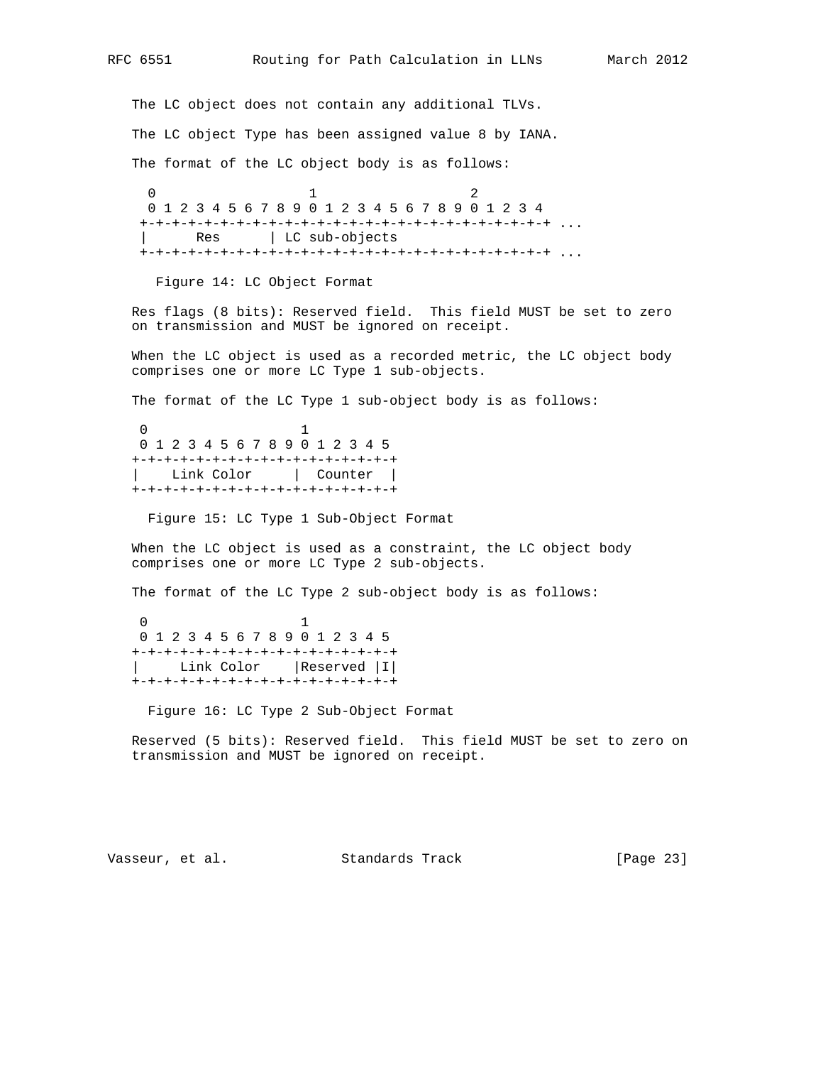The LC object does not contain any additional TLVs.

The LC object Type has been assigned value 8 by IANA.

The format of the LC object body is as follows:

```
 0                   1                   2
 0 1 2 3 4 5 6 7 8 9 0 1 2 3 4 5 6 7 8 9 0 1 2 3 4
+-+-+-+-+-+-+-+-+-+-+-+-+-+-+-+-+-+-+-+-+-+-+-+-+-+ ...
|      Res      | LC sub-objects
+-+-+-+-+-+-+-+-+-+-+-+-+-+-+-+-+-+-+-+-+-+-+-+-+-+ ...
```

Figure 14: LC Object Format

Res flags (8 bits): Reserved field. This field MUST be set to zero on transmission and MUST be ignored on receipt.

When the LC object is used as a recorded metric, the LC object body comprises one or more LC Type 1 sub-objects.

The format of the LC Type 1 sub-object body is as follows:

```
 0                   1
 0 1 2 3 4 5 6 7 8 9 0 1 2 3 4 5
+-+-+-+-+-+-+-+-+-+-+-+-+-+-+-+-+
|    Link Color     |  Counter  |
+-+-+-+-+-+-+-+-+-+-+-+-+-+-+-+-+
```

Figure 15: LC Type 1 Sub-Object Format

When the LC object is used as a constraint, the LC object body comprises one or more LC Type 2 sub-objects.

The format of the LC Type 2 sub-object body is as follows:

```
 0                   1
 0 1 2 3 4 5 6 7 8 9 0 1 2 3 4 5
+-+-+-+-+-+-+-+-+-+-+-+-+-+-+-+-+
|     Link Color    |Reserved |I|
+-+-+-+-+-+-+-+-+-+-+-+-+-+-+-+-+
```

Figure 16: LC Type 2 Sub-Object Format

Reserved (5 bits): Reserved field. This field MUST be set to zero on transmission and MUST be ignored on receipt.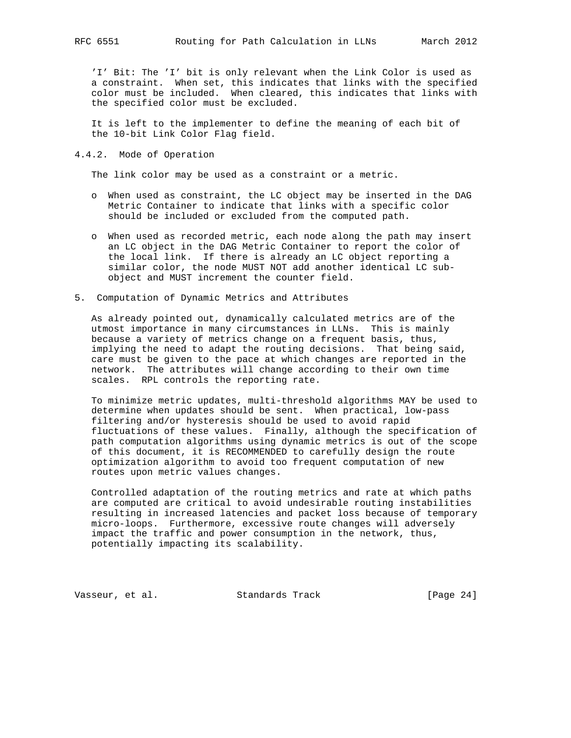'I' Bit: The 'I' bit is only relevant when the Link Color is used as a constraint. When set, this indicates that links with the specified color must be included. When cleared, this indicates that links with the specified color must be excluded.

It is left to the implementer to define the meaning of each bit of the 10-bit Link Color Flag field.

### 4.4.2. Mode of Operation

The link color may be used as a constraint or a metric.

- When used as constraint, the LC object may be inserted in the DAG Metric Container to indicate that links with a specific color should be included or excluded from the computed path.

- When used as recorded metric, each node along the path may insert an LC object in the DAG Metric Container to report the color of the local link. If there is already an LC object reporting a similar color, the node MUST NOT add another identical LC sub-object and MUST increment the counter field.

## 5. Computation of Dynamic Metrics and Attributes

As already pointed out, dynamically calculated metrics are of the utmost importance in many circumstances in LLNs. This is mainly because a variety of metrics change on a frequent basis, thus, implying the need to adapt the routing decisions. That being said, care must be given to the pace at which changes are reported in the network. The attributes will change according to their own time scales. RPL controls the reporting rate.

To minimize metric updates, multi-threshold algorithms MAY be used to determine when updates should be sent. When practical, low-pass filtering and/or hysteresis should be used to avoid rapid fluctuations of these values. Finally, although the specification of path computation algorithms using dynamic metrics is out of the scope of this document, it is RECOMMENDED to carefully design the route optimization algorithm to avoid too frequent computation of new routes upon metric values changes.

Controlled adaptation of the routing metrics and rate at which paths are computed are critical to avoid undesirable routing instabilities resulting in increased latencies and packet loss because of temporary micro-loops. Furthermore, excessive route changes will adversely impact the traffic and power consumption in the network, thus, potentially impacting its scalability.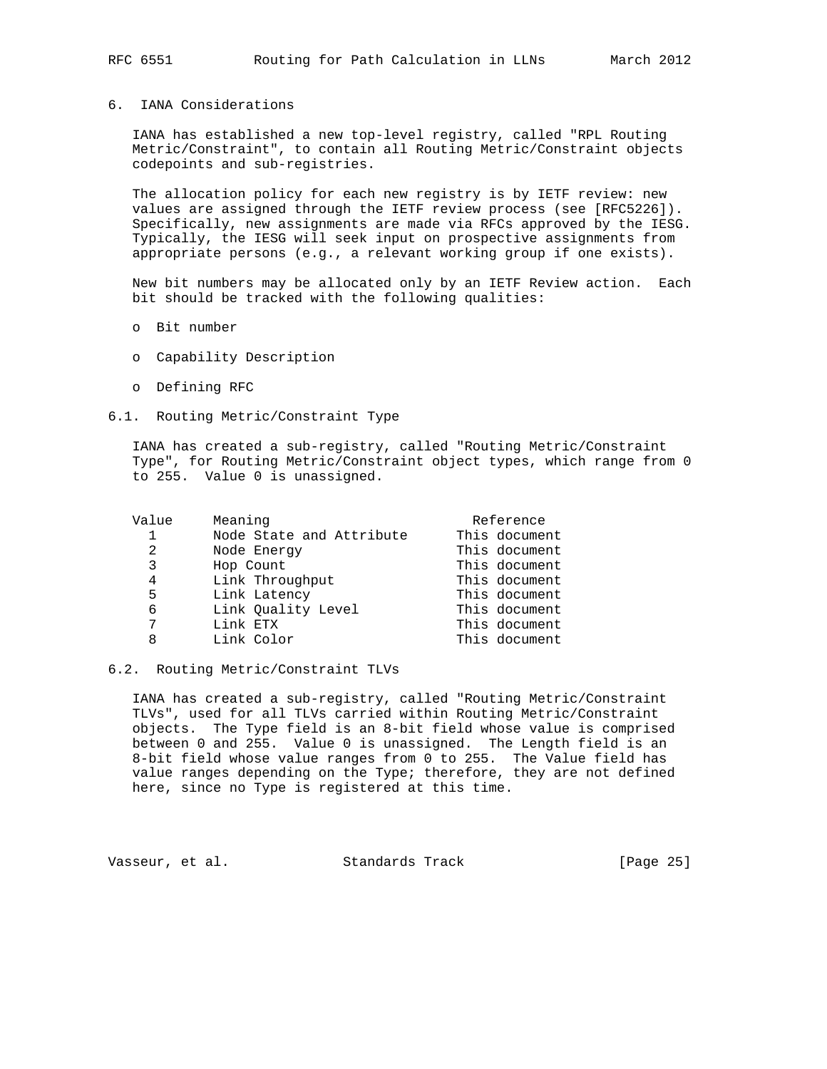## 6. IANA Considerations

IANA has established a new top-level registry, called "RPL Routing Metric/Constraint", to contain all Routing Metric/Constraint objects codepoints and sub-registries.

The allocation policy for each new registry is by IETF review: new values are assigned through the IETF review process (see [RFC5226]). Specifically, new assignments are made via RFCs approved by the IESG. Typically, the IESG will seek input on prospective assignments from appropriate persons (e.g., a relevant working group if one exists).

New bit numbers may be allocated only by an IETF Review action. Each bit should be tracked with the following qualities:

- Bit number
- Capability Description
- Defining RFC

### 6.1. Routing Metric/Constraint Type

IANA has created a sub-registry, called "Routing Metric/Constraint Type", for Routing Metric/Constraint object types, which range from 0 to 255. Value 0 is unassigned.

| Value | Meaning | Reference |
|---|---|---|
| 1 | Node State and Attribute | This document |
| 2 | Node Energy | This document |
| 3 | Hop Count | This document |
| 4 | Link Throughput | This document |
| 5 | Link Latency | This document |
| 6 | Link Quality Level | This document |
| 7 | Link ETX | This document |
| 8 | Link Color | This document |

### 6.2. Routing Metric/Constraint TLVs

IANA has created a sub-registry, called "Routing Metric/Constraint TLVs", used for all TLVs carried within Routing Metric/Constraint objects. The Type field is an 8-bit field whose value is comprised between 0 and 255. Value 0 is unassigned. The Length field is an 8-bit field whose value ranges from 0 to 255. The Value field has value ranges depending on the Type; therefore, they are not defined here, since no Type is registered at this time.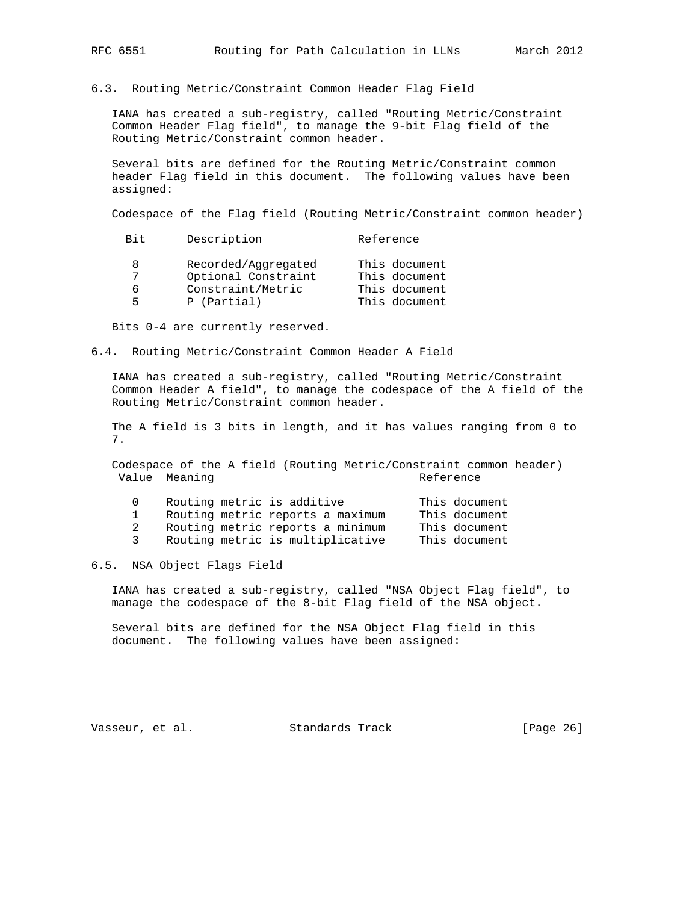### 6.3. Routing Metric/Constraint Common Header Flag Field

IANA has created a sub-registry, called "Routing Metric/Constraint Common Header Flag field", to manage the 9-bit Flag field of the Routing Metric/Constraint common header.

Several bits are defined for the Routing Metric/Constraint common header Flag field in this document. The following values have been assigned:

Codespace of the Flag field (Routing Metric/Constraint common header)

| Bit | Description | Reference |
|---|---|---|
| 8 | Recorded/Aggregated | This document |
| 7 | Optional Constraint | This document |
| 6 | Constraint/Metric | This document |
| 5 | P (Partial) | This document |

Bits 0-4 are currently reserved.

### 6.4. Routing Metric/Constraint Common Header A Field

IANA has created a sub-registry, called "Routing Metric/Constraint Common Header A field", to manage the codespace of the A field of the Routing Metric/Constraint common header.

The A field is 3 bits in length, and it has values ranging from 0 to 7.

Codespace of the A field (Routing Metric/Constraint common header)

| Value | Meaning | Reference |
|---|---|---|
| 0 | Routing metric is additive | This document |
| 1 | Routing metric reports a maximum | This document |
| 2 | Routing metric reports a minimum | This document |
| 3 | Routing metric is multiplicative | This document |

### 6.5. NSA Object Flags Field

IANA has created a sub-registry, called "NSA Object Flag field", to manage the codespace of the 8-bit Flag field of the NSA object.

Several bits are defined for the NSA Object Flag field in this document. The following values have been assigned: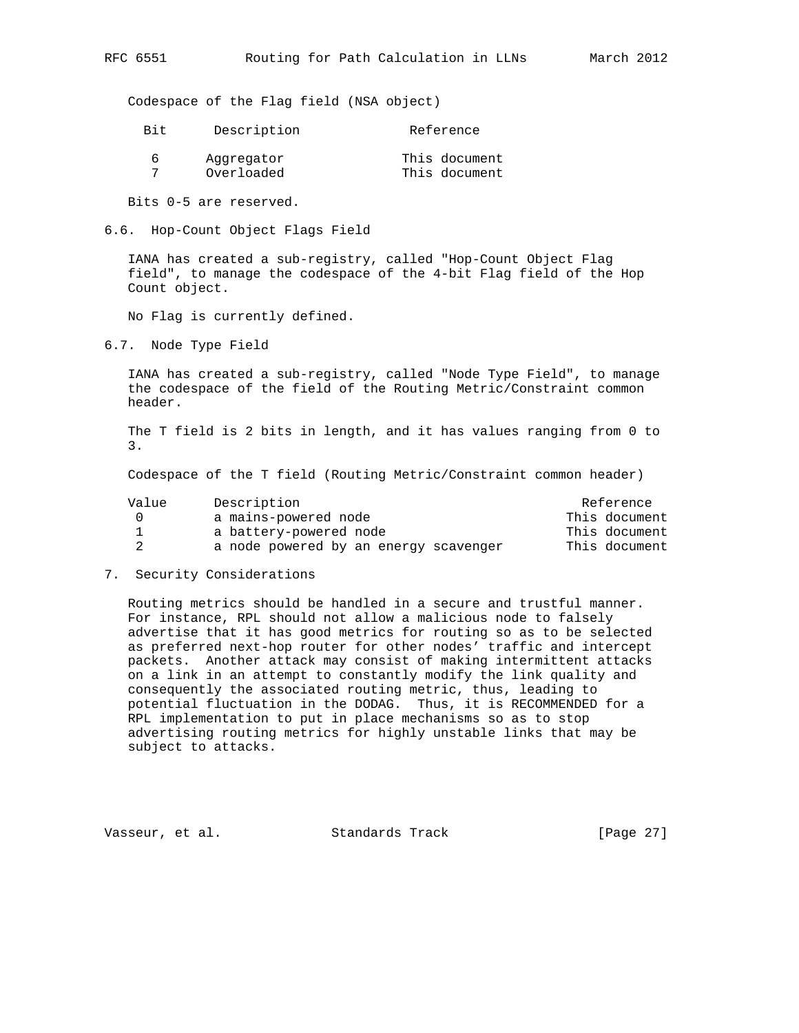Codespace of the Flag field (NSA object)

| Bit | Description | Reference |
|---|---|---|
| 6 | Aggregator | This document |
| 7 | Overloaded | This document |

Bits 0-5 are reserved.

### 6.6. Hop-Count Object Flags Field

IANA has created a sub-registry, called "Hop-Count Object Flag field", to manage the codespace of the 4-bit Flag field of the Hop Count object.

No Flag is currently defined.

### 6.7. Node Type Field

IANA has created a sub-registry, called "Node Type Field", to manage the codespace of the field of the Routing Metric/Constraint common header.

The T field is 2 bits in length, and it has values ranging from 0 to 3.

Codespace of the T field (Routing Metric/Constraint common header)

| Value | Description | Reference |
|---|---|---|
| 0 | a mains-powered node | This document |
| 1 | a battery-powered node | This document |
| 2 | a node powered by an energy scavenger | This document |

## 7. Security Considerations

Routing metrics should be handled in a secure and trustful manner. For instance, RPL should not allow a malicious node to falsely advertise that it has good metrics for routing so as to be selected as preferred next-hop router for other nodes' traffic and intercept packets. Another attack may consist of making intermittent attacks on a link in an attempt to constantly modify the link quality and consequently the associated routing metric, thus, leading to potential fluctuation in the DODAG. Thus, it is RECOMMENDED for a RPL implementation to put in place mechanisms so as to stop advertising routing metrics for highly unstable links that may be subject to attacks.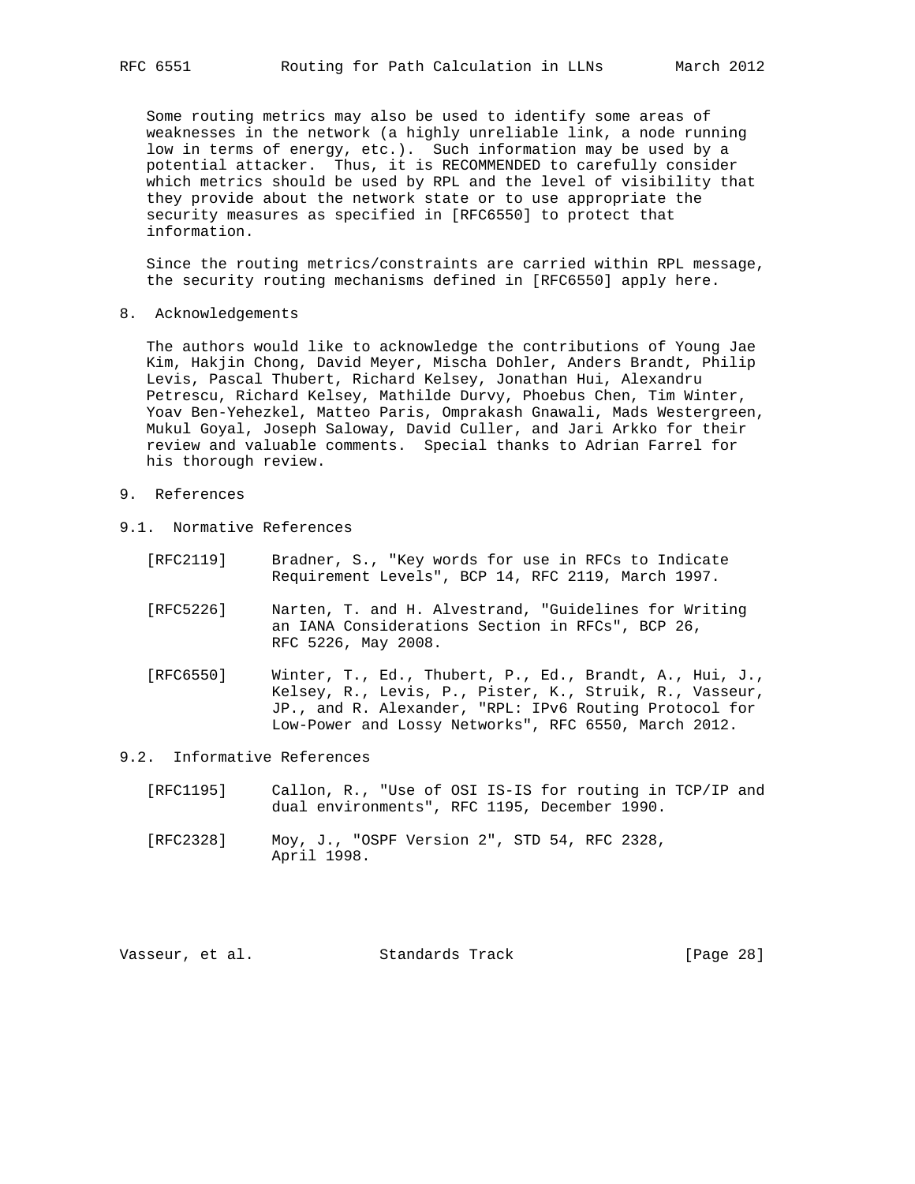Some routing metrics may also be used to identify some areas of weaknesses in the network (a highly unreliable link, a node running low in terms of energy, etc.). Such information may be used by a potential attacker. Thus, it is RECOMMENDED to carefully consider which metrics should be used by RPL and the level of visibility that they provide about the network state or to use appropriate the security measures as specified in [RFC6550] to protect that information.

Since the routing metrics/constraints are carried within RPL message, the security routing mechanisms defined in [RFC6550] apply here.

## 8. Acknowledgements

The authors would like to acknowledge the contributions of Young Jae Kim, Hakjin Chong, David Meyer, Mischa Dohler, Anders Brandt, Philip Levis, Pascal Thubert, Richard Kelsey, Jonathan Hui, Alexandru Petrescu, Richard Kelsey, Mathilde Durvy, Phoebus Chen, Tim Winter, Yoav Ben-Yehezkel, Matteo Paris, Omprakash Gnawali, Mads Westergreen, Mukul Goyal, Joseph Saloway, David Culler, and Jari Arkko for their review and valuable comments. Special thanks to Adrian Farrel for his thorough review.

## 9. References

### 9.1. Normative References

[RFC2119] Bradner, S., "Key words for use in RFCs to Indicate Requirement Levels", BCP 14, RFC 2119, March 1997.

[RFC5226] Narten, T. and H. Alvestrand, "Guidelines for Writing an IANA Considerations Section in RFCs", BCP 26, RFC 5226, May 2008.

[RFC6550] Winter, T., Ed., Thubert, P., Ed., Brandt, A., Hui, J., Kelsey, R., Levis, P., Pister, K., Struik, R., Vasseur, JP., and R. Alexander, "RPL: IPv6 Routing Protocol for Low-Power and Lossy Networks", RFC 6550, March 2012.

### 9.2. Informative References

[RFC1195] Callon, R., "Use of OSI IS-IS for routing in TCP/IP and dual environments", RFC 1195, December 1990.

[RFC2328] Moy, J., "OSPF Version 2", STD 54, RFC 2328, April 1998.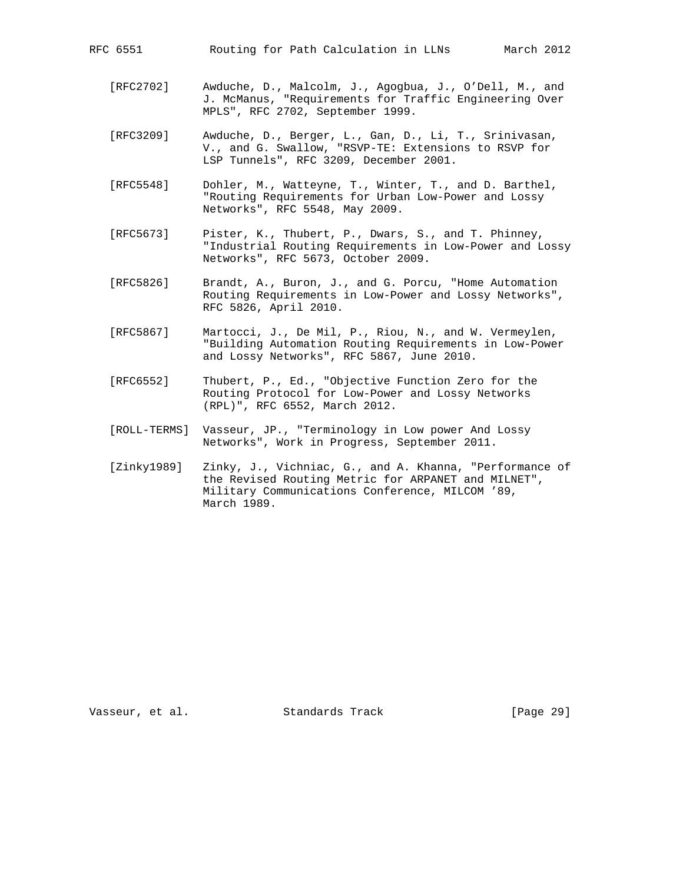[RFC2702] Awduche, D., Malcolm, J., Agogbua, J., O'Dell, M., and J. McManus, "Requirements for Traffic Engineering Over MPLS", RFC 2702, September 1999.

[RFC3209] Awduche, D., Berger, L., Gan, D., Li, T., Srinivasan, V., and G. Swallow, "RSVP-TE: Extensions to RSVP for LSP Tunnels", RFC 3209, December 2001.

[RFC5548] Dohler, M., Watteyne, T., Winter, T., and D. Barthel, "Routing Requirements for Urban Low-Power and Lossy Networks", RFC 5548, May 2009.

[RFC5673] Pister, K., Thubert, P., Dwars, S., and T. Phinney, "Industrial Routing Requirements in Low-Power and Lossy Networks", RFC 5673, October 2009.

[RFC5826] Brandt, A., Buron, J., and G. Porcu, "Home Automation Routing Requirements in Low-Power and Lossy Networks", RFC 5826, April 2010.

[RFC5867] Martocci, J., De Mil, P., Riou, N., and W. Vermeylen, "Building Automation Routing Requirements in Low-Power and Lossy Networks", RFC 5867, June 2010.

[RFC6552] Thubert, P., Ed., "Objective Function Zero for the Routing Protocol for Low-Power and Lossy Networks (RPL)", RFC 6552, March 2012.

[ROLL-TERMS] Vasseur, JP., "Terminology in Low power And Lossy Networks", Work in Progress, September 2011.

[Zinky1989] Zinky, J., Vichniac, G., and A. Khanna, "Performance of the Revised Routing Metric for ARPANET and MILNET", Military Communications Conference, MILCOM '89, March 1989.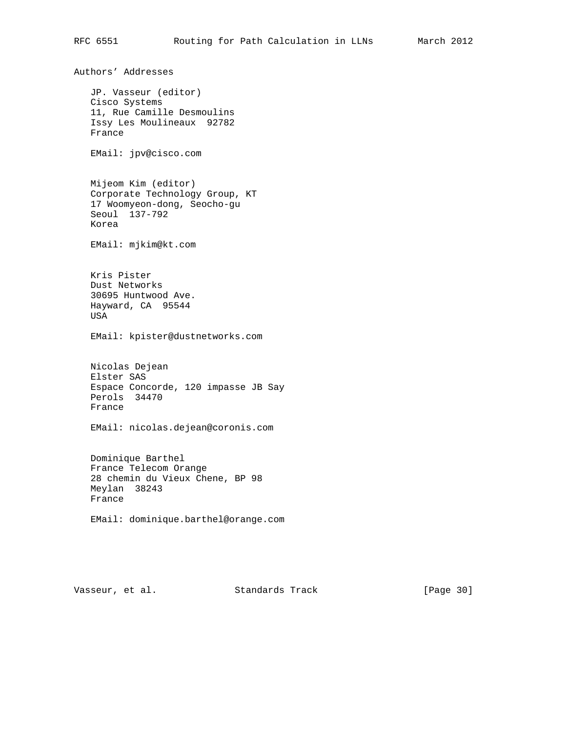## Authors' Addresses

JP. Vasseur (editor)
Cisco Systems
11, Rue Camille Desmoulins
Issy Les Moulineaux  92782
France

EMail: jpv@cisco.com

Mijeom Kim (editor)
Corporate Technology Group, KT
17 Woomyeon-dong, Seocho-gu
Seoul  137-792
Korea

EMail: mjkim@kt.com

Kris Pister
Dust Networks
30695 Huntwood Ave.
Hayward, CA  95544
USA

EMail: kpister@dustnetworks.com

Nicolas Dejean
Elster SAS
Espace Concorde, 120 impasse JB Say
Perols  34470
France

EMail: nicolas.dejean@coronis.com

Dominique Barthel
France Telecom Orange
28 chemin du Vieux Chene, BP 98
Meylan  38243
France

EMail: dominique.barthel@orange.com